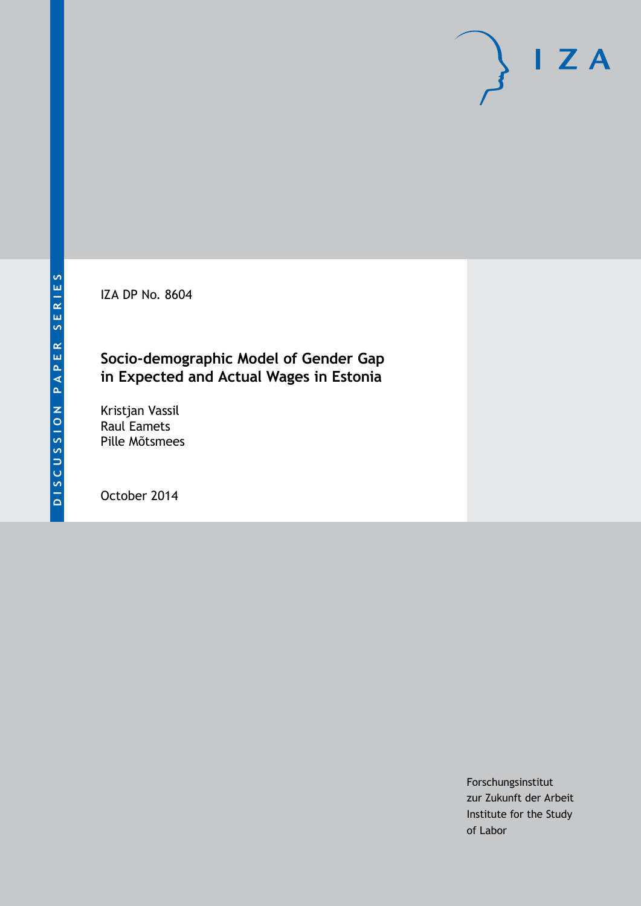DISCUSSION PAPER SERIES

IZA

IZA DP No. 8604

# Socio-demographic Model of Gender Gap in Expected and Actual Wages in Estonia

Kristjan Vassil
Raul Eamets
Pille Mõtsmees

October 2014

Forschungsinstitut
zur Zukunft der Arbeit
Institute for the Study
of Labor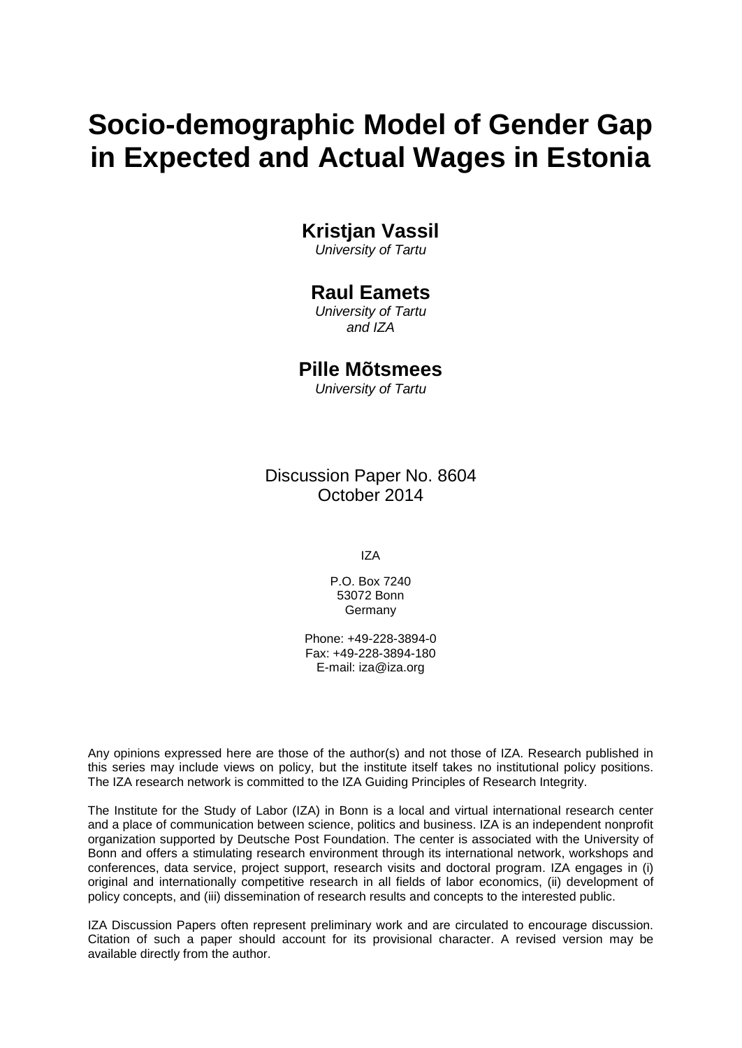# Socio-demographic Model of Gender Gap in Expected and Actual Wages in Estonia

**Kristjan Vassil**

*University of Tartu*

**Raul Eamets**

*University of Tartu*
*and IZA*

**Pille Mõtsmees**

*University of Tartu*

Discussion Paper No. 8604
October 2014

IZA

P.O. Box 7240
53072 Bonn
Germany

Phone: +49-228-3894-0
Fax: +49-228-3894-180
E-mail: iza@iza.org

Any opinions expressed here are those of the author(s) and not those of IZA. Research published in this series may include views on policy, but the institute itself takes no institutional policy positions. The IZA research network is committed to the IZA Guiding Principles of Research Integrity.

The Institute for the Study of Labor (IZA) in Bonn is a local and virtual international research center and a place of communication between science, politics and business. IZA is an independent nonprofit organization supported by Deutsche Post Foundation. The center is associated with the University of Bonn and offers a stimulating research environment through its international network, workshops and conferences, data service, project support, research visits and doctoral program. IZA engages in (i) original and internationally competitive research in all fields of labor economics, (ii) development of policy concepts, and (iii) dissemination of research results and concepts to the interested public.

IZA Discussion Papers often represent preliminary work and are circulated to encourage discussion. Citation of such a paper should account for its provisional character. A revised version may be available directly from the author.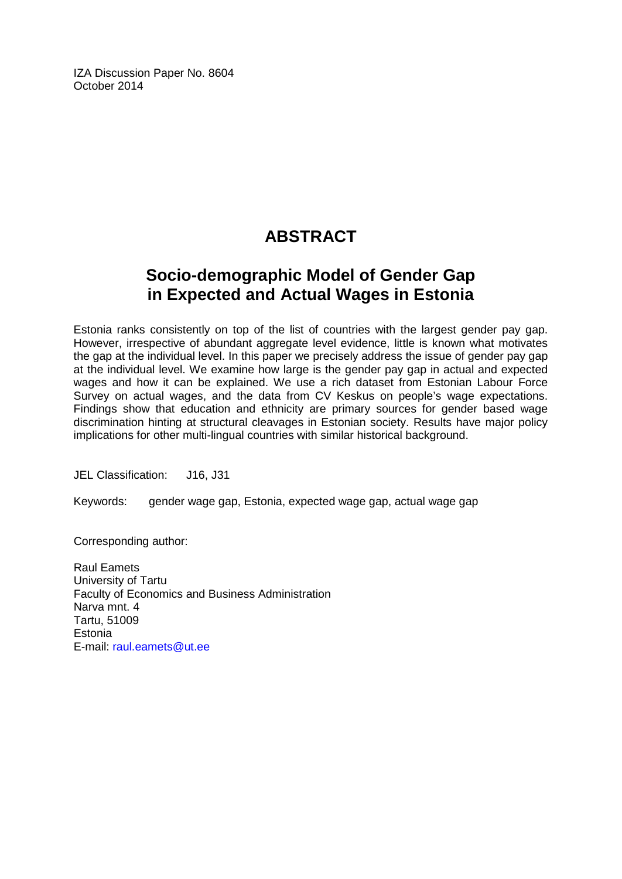IZA Discussion Paper No. 8604
October 2014

# ABSTRACT

## Socio-demographic Model of Gender Gap in Expected and Actual Wages in Estonia

Estonia ranks consistently on top of the list of countries with the largest gender pay gap. However, irrespective of abundant aggregate level evidence, little is known what motivates the gap at the individual level. In this paper we precisely address the issue of gender pay gap at the individual level. We examine how large is the gender pay gap in actual and expected wages and how it can be explained. We use a rich dataset from Estonian Labour Force Survey on actual wages, and the data from CV Keskus on people's wage expectations. Findings show that education and ethnicity are primary sources for gender based wage discrimination hinting at structural cleavages in Estonian society. Results have major policy implications for other multi-lingual countries with similar historical background.

JEL Classification: J16, J31

Keywords: gender wage gap, Estonia, expected wage gap, actual wage gap

Corresponding author:

Raul Eamets
University of Tartu
Faculty of Economics and Business Administration
Narva mnt. 4
Tartu, 51009
Estonia
E-mail: raul.eamets@ut.ee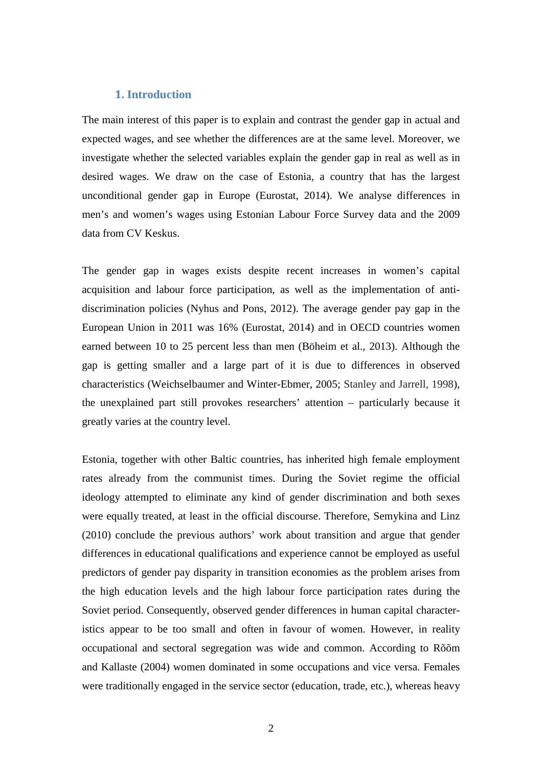## 1. Introduction

The main interest of this paper is to explain and contrast the gender gap in actual and expected wages, and see whether the differences are at the same level. Moreover, we investigate whether the selected variables explain the gender gap in real as well as in desired wages. We draw on the case of Estonia, a country that has the largest unconditional gender gap in Europe (Eurostat, 2014). We analyse differences in men's and women's wages using Estonian Labour Force Survey data and the 2009 data from CV Keskus.

The gender gap in wages exists despite recent increases in women's capital acquisition and labour force participation, as well as the implementation of anti-discrimination policies (Nyhus and Pons, 2012). The average gender pay gap in the European Union in 2011 was 16% (Eurostat, 2014) and in OECD countries women earned between 10 to 25 percent less than men (Böheim et al., 2013). Although the gap is getting smaller and a large part of it is due to differences in observed characteristics (Weichselbaumer and Winter-Ebmer, 2005; Stanley and Jarrell, 1998), the unexplained part still provokes researchers' attention – particularly because it greatly varies at the country level.

Estonia, together with other Baltic countries, has inherited high female employment rates already from the communist times. During the Soviet regime the official ideology attempted to eliminate any kind of gender discrimination and both sexes were equally treated, at least in the official discourse. Therefore, Semykina and Linz (2010) conclude the previous authors' work about transition and argue that gender differences in educational qualifications and experience cannot be employed as useful predictors of gender pay disparity in transition economies as the problem arises from the high education levels and the high labour force participation rates during the Soviet period. Consequently, observed gender differences in human capital characteristics appear to be too small and often in favour of women. However, in reality occupational and sectoral segregation was wide and common. According to Rõõm and Kallaste (2004) women dominated in some occupations and vice versa. Females were traditionally engaged in the service sector (education, trade, etc.), whereas heavy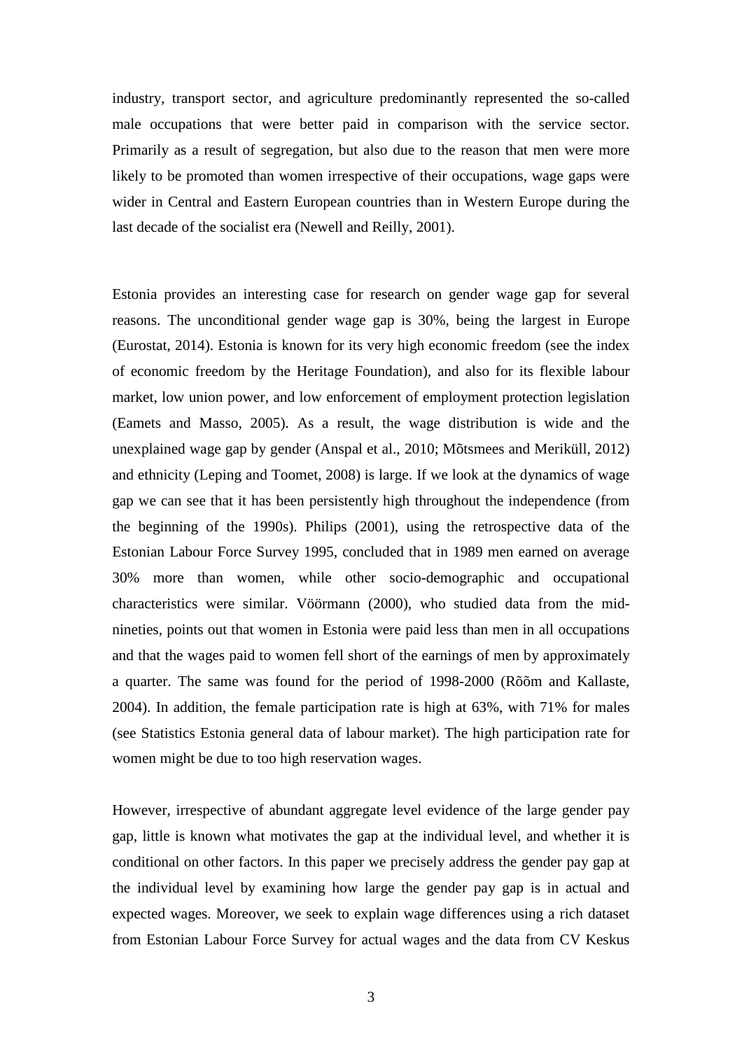industry, transport sector, and agriculture predominantly represented the so-called male occupations that were better paid in comparison with the service sector. Primarily as a result of segregation, but also due to the reason that men were more likely to be promoted than women irrespective of their occupations, wage gaps were wider in Central and Eastern European countries than in Western Europe during the last decade of the socialist era (Newell and Reilly, 2001).

Estonia provides an interesting case for research on gender wage gap for several reasons. The unconditional gender wage gap is 30%, being the largest in Europe (Eurostat, 2014). Estonia is known for its very high economic freedom (see the index of economic freedom by the Heritage Foundation), and also for its flexible labour market, low union power, and low enforcement of employment protection legislation (Eamets and Masso, 2005). As a result, the wage distribution is wide and the unexplained wage gap by gender (Anspal et al., 2010; Mõtsmees and Meriküll, 2012) and ethnicity (Leping and Toomet, 2008) is large. If we look at the dynamics of wage gap we can see that it has been persistently high throughout the independence (from the beginning of the 1990s). Philips (2001), using the retrospective data of the Estonian Labour Force Survey 1995, concluded that in 1989 men earned on average 30% more than women, while other socio-demographic and occupational characteristics were similar. Vöörmann (2000), who studied data from the mid-nineties, points out that women in Estonia were paid less than men in all occupations and that the wages paid to women fell short of the earnings of men by approximately a quarter. The same was found for the period of 1998-2000 (Rõõm and Kallaste, 2004). In addition, the female participation rate is high at 63%, with 71% for males (see Statistics Estonia general data of labour market). The high participation rate for women might be due to too high reservation wages.

However, irrespective of abundant aggregate level evidence of the large gender pay gap, little is known what motivates the gap at the individual level, and whether it is conditional on other factors. In this paper we precisely address the gender pay gap at the individual level by examining how large the gender pay gap is in actual and expected wages. Moreover, we seek to explain wage differences using a rich dataset from Estonian Labour Force Survey for actual wages and the data from CV Keskus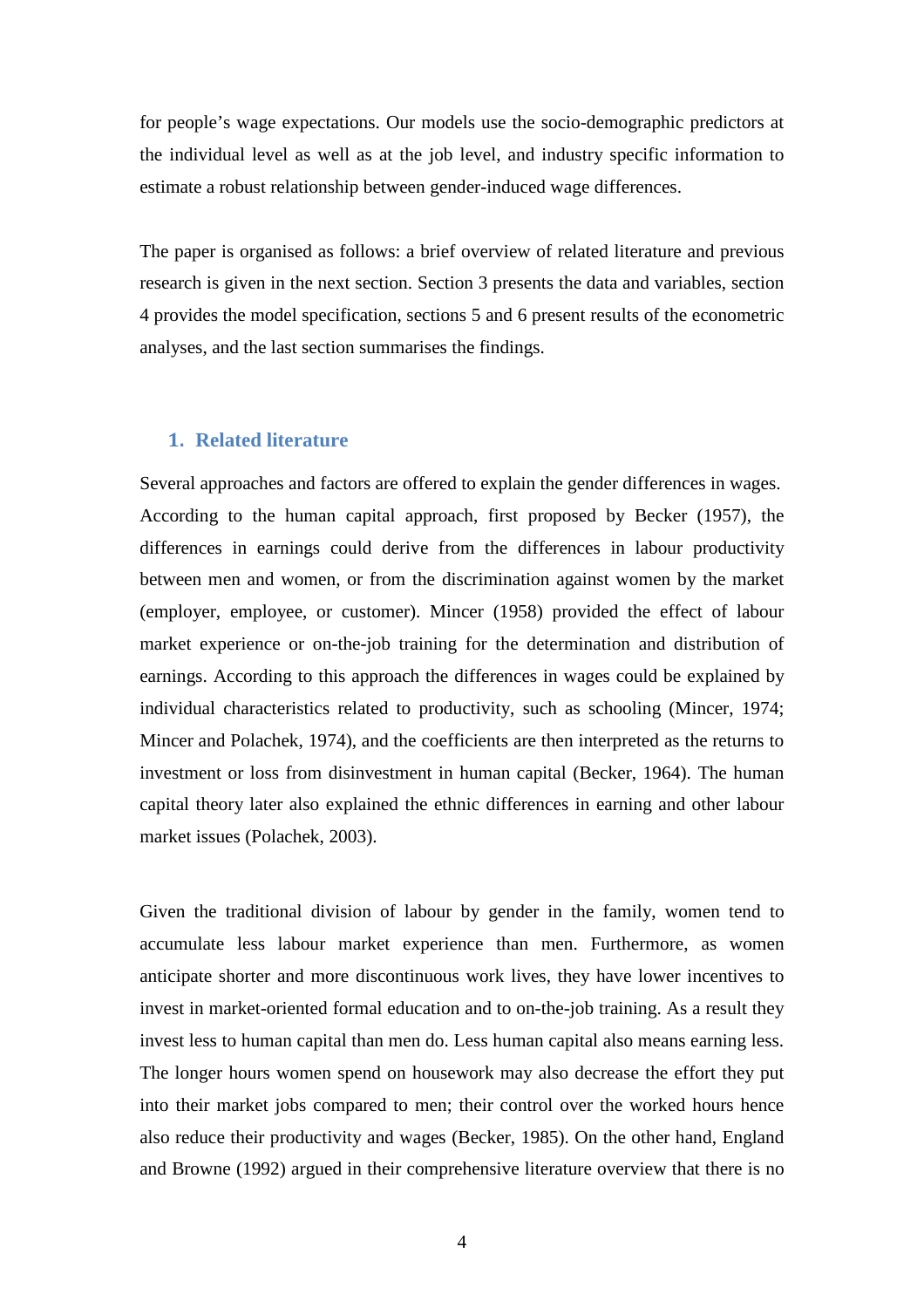for people's wage expectations. Our models use the socio-demographic predictors at the individual level as well as at the job level, and industry specific information to estimate a robust relationship between gender-induced wage differences.

The paper is organised as follows: a brief overview of related literature and previous research is given in the next section. Section 3 presents the data and variables, section 4 provides the model specification, sections 5 and 6 present results of the econometric analyses, and the last section summarises the findings.

## 1. Related literature

Several approaches and factors are offered to explain the gender differences in wages. According to the human capital approach, first proposed by Becker (1957), the differences in earnings could derive from the differences in labour productivity between men and women, or from the discrimination against women by the market (employer, employee, or customer). Mincer (1958) provided the effect of labour market experience or on-the-job training for the determination and distribution of earnings. According to this approach the differences in wages could be explained by individual characteristics related to productivity, such as schooling (Mincer, 1974; Mincer and Polachek, 1974), and the coefficients are then interpreted as the returns to investment or loss from disinvestment in human capital (Becker, 1964). The human capital theory later also explained the ethnic differences in earning and other labour market issues (Polachek, 2003).

Given the traditional division of labour by gender in the family, women tend to accumulate less labour market experience than men. Furthermore, as women anticipate shorter and more discontinuous work lives, they have lower incentives to invest in market-oriented formal education and to on-the-job training. As a result they invest less to human capital than men do. Less human capital also means earning less. The longer hours women spend on housework may also decrease the effort they put into their market jobs compared to men; their control over the worked hours hence also reduce their productivity and wages (Becker, 1985). On the other hand, England and Browne (1992) argued in their comprehensive literature overview that there is no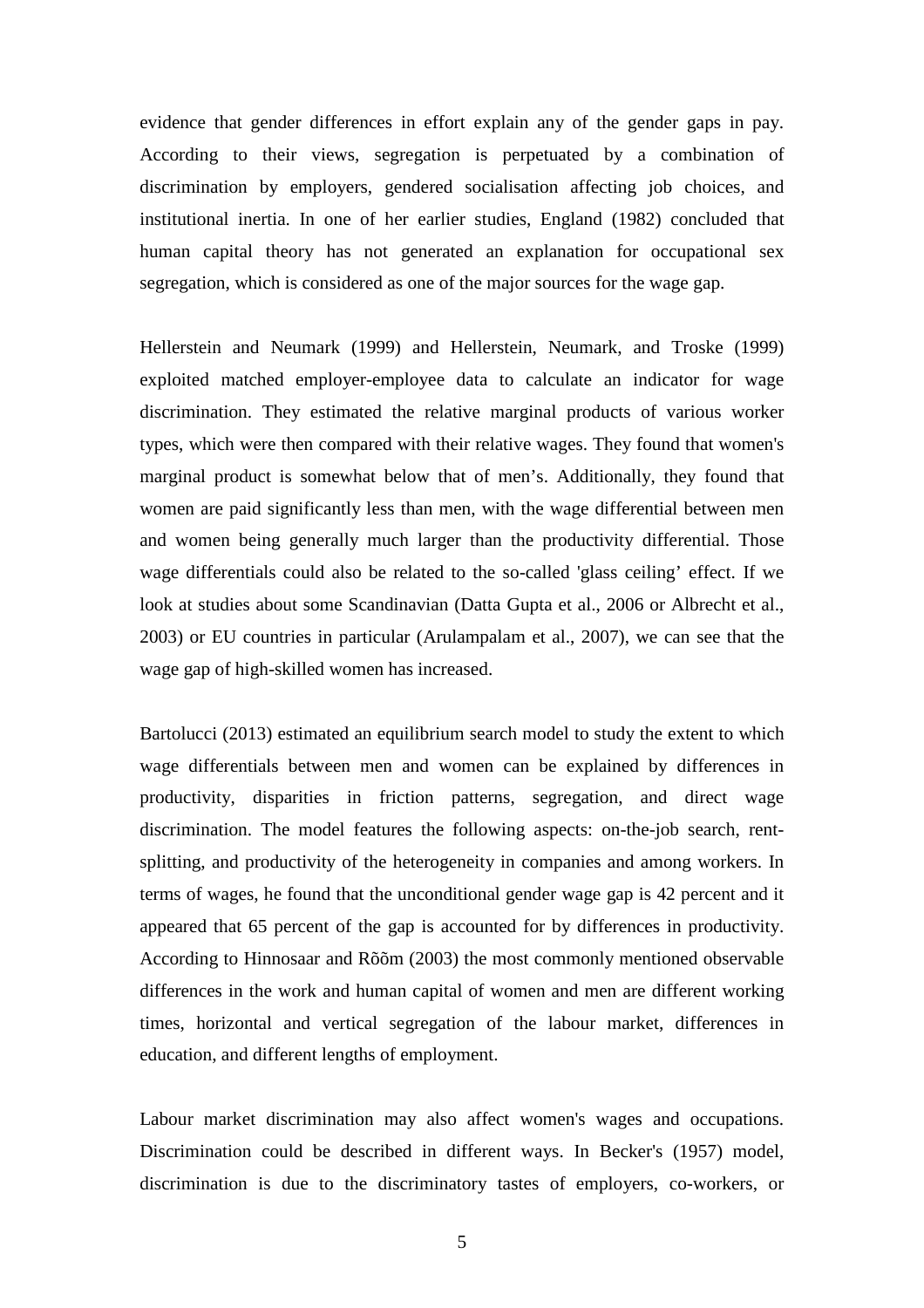evidence that gender differences in effort explain any of the gender gaps in pay. According to their views, segregation is perpetuated by a combination of discrimination by employers, gendered socialisation affecting job choices, and institutional inertia. In one of her earlier studies, England (1982) concluded that human capital theory has not generated an explanation for occupational sex segregation, which is considered as one of the major sources for the wage gap.

Hellerstein and Neumark (1999) and Hellerstein, Neumark, and Troske (1999) exploited matched employer-employee data to calculate an indicator for wage discrimination. They estimated the relative marginal products of various worker types, which were then compared with their relative wages. They found that women's marginal product is somewhat below that of men's. Additionally, they found that women are paid significantly less than men, with the wage differential between men and women being generally much larger than the productivity differential. Those wage differentials could also be related to the so-called 'glass ceiling' effect. If we look at studies about some Scandinavian (Datta Gupta et al., 2006 or Albrecht et al., 2003) or EU countries in particular (Arulampalam et al., 2007), we can see that the wage gap of high-skilled women has increased.

Bartolucci (2013) estimated an equilibrium search model to study the extent to which wage differentials between men and women can be explained by differences in productivity, disparities in friction patterns, segregation, and direct wage discrimination. The model features the following aspects: on-the-job search, rent-splitting, and productivity of the heterogeneity in companies and among workers. In terms of wages, he found that the unconditional gender wage gap is 42 percent and it appeared that 65 percent of the gap is accounted for by differences in productivity. According to Hinnosaar and Rõõm (2003) the most commonly mentioned observable differences in the work and human capital of women and men are different working times, horizontal and vertical segregation of the labour market, differences in education, and different lengths of employment.

Labour market discrimination may also affect women's wages and occupations. Discrimination could be described in different ways. In Becker's (1957) model, discrimination is due to the discriminatory tastes of employers, co-workers, or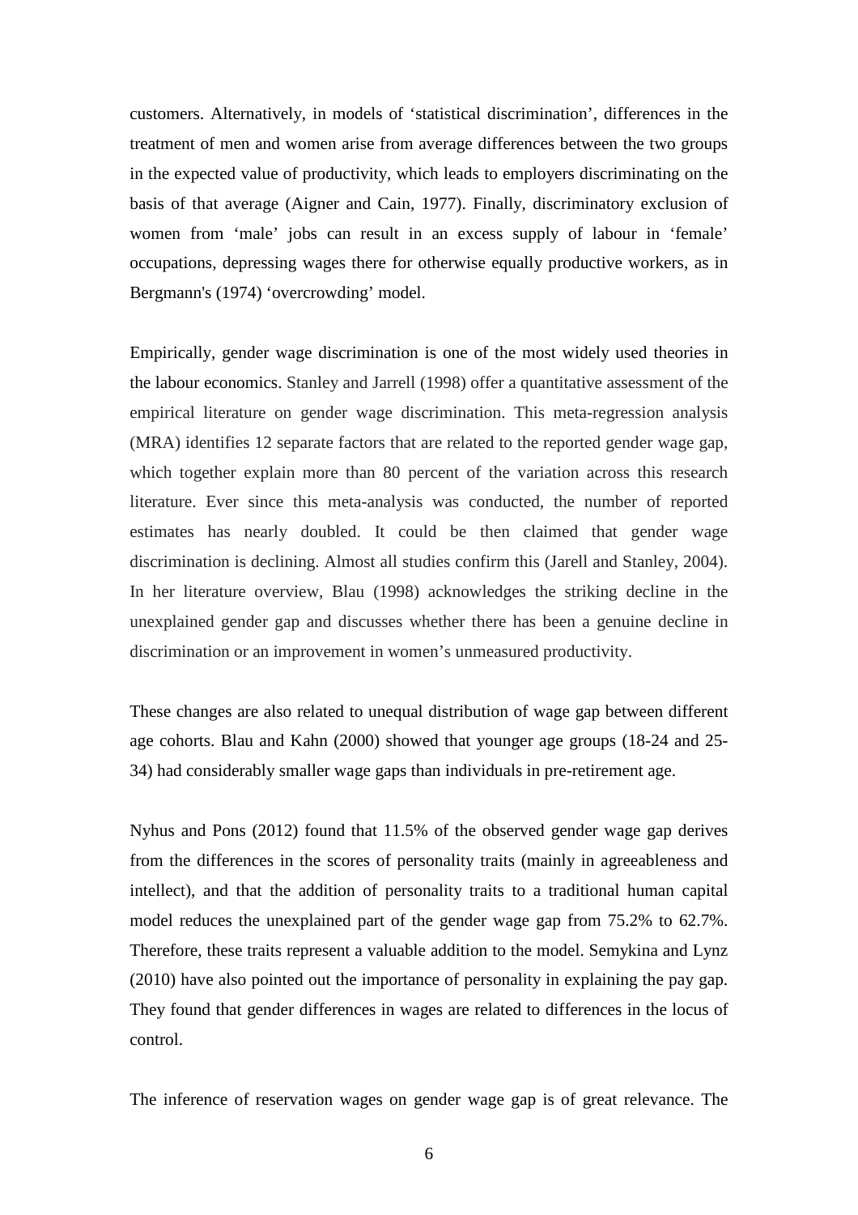customers. Alternatively, in models of 'statistical discrimination', differences in the treatment of men and women arise from average differences between the two groups in the expected value of productivity, which leads to employers discriminating on the basis of that average (Aigner and Cain, 1977). Finally, discriminatory exclusion of women from 'male' jobs can result in an excess supply of labour in 'female' occupations, depressing wages there for otherwise equally productive workers, as in Bergmann's (1974) 'overcrowding' model.

Empirically, gender wage discrimination is one of the most widely used theories in the labour economics. Stanley and Jarrell (1998) offer a quantitative assessment of the empirical literature on gender wage discrimination. This meta-regression analysis (MRA) identifies 12 separate factors that are related to the reported gender wage gap, which together explain more than 80 percent of the variation across this research literature. Ever since this meta-analysis was conducted, the number of reported estimates has nearly doubled. It could be then claimed that gender wage discrimination is declining. Almost all studies confirm this (Jarell and Stanley, 2004). In her literature overview, Blau (1998) acknowledges the striking decline in the unexplained gender gap and discusses whether there has been a genuine decline in discrimination or an improvement in women's unmeasured productivity.

These changes are also related to unequal distribution of wage gap between different age cohorts. Blau and Kahn (2000) showed that younger age groups (18-24 and 25-34) had considerably smaller wage gaps than individuals in pre-retirement age.

Nyhus and Pons (2012) found that 11.5% of the observed gender wage gap derives from the differences in the scores of personality traits (mainly in agreeableness and intellect), and that the addition of personality traits to a traditional human capital model reduces the unexplained part of the gender wage gap from 75.2% to 62.7%. Therefore, these traits represent a valuable addition to the model. Semykina and Lynz (2010) have also pointed out the importance of personality in explaining the pay gap. They found that gender differences in wages are related to differences in the locus of control.

The inference of reservation wages on gender wage gap is of great relevance. The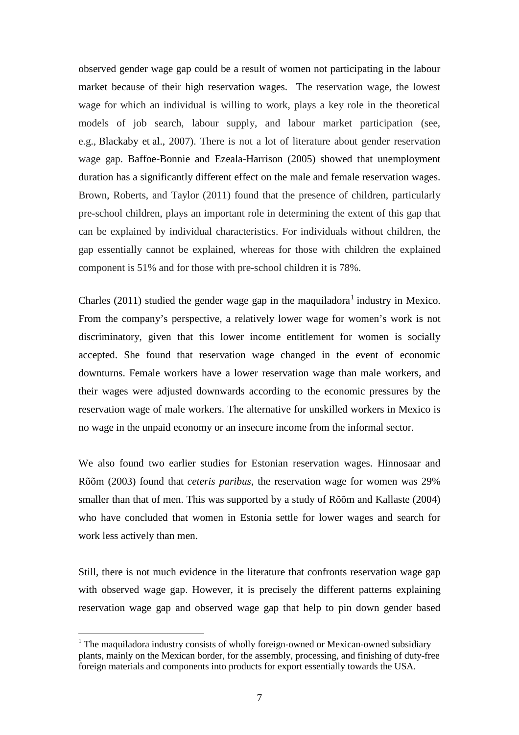observed gender wage gap could be a result of women not participating in the labour market because of their high reservation wages. The reservation wage, the lowest wage for which an individual is willing to work, plays a key role in the theoretical models of job search, labour supply, and labour market participation (see, e.g., Blackaby et al., 2007). There is not a lot of literature about gender reservation wage gap. Baffoe-Bonnie and Ezeala-Harrison (2005) showed that unemployment duration has a significantly different effect on the male and female reservation wages. Brown, Roberts, and Taylor (2011) found that the presence of children, particularly pre-school children, plays an important role in determining the extent of this gap that can be explained by individual characteristics. For individuals without children, the gap essentially cannot be explained, whereas for those with children the explained component is 51% and for those with pre-school children it is 78%.

Charles (2011) studied the gender wage gap in the maquiladora[1] industry in Mexico. From the company's perspective, a relatively lower wage for women's work is not discriminatory, given that this lower income entitlement for women is socially accepted. She found that reservation wage changed in the event of economic downturns. Female workers have a lower reservation wage than male workers, and their wages were adjusted downwards according to the economic pressures by the reservation wage of male workers. The alternative for unskilled workers in Mexico is no wage in the unpaid economy or an insecure income from the informal sector.

We also found two earlier studies for Estonian reservation wages. Hinnosaar and Rõõm (2003) found that *ceteris paribus*, the reservation wage for women was 29% smaller than that of men. This was supported by a study of Rõõm and Kallaste (2004) who have concluded that women in Estonia settle for lower wages and search for work less actively than men.

Still, there is not much evidence in the literature that confronts reservation wage gap with observed wage gap. However, it is precisely the different patterns explaining reservation wage gap and observed wage gap that help to pin down gender based

[1] The maquiladora industry consists of wholly foreign-owned or Mexican-owned subsidiary plants, mainly on the Mexican border, for the assembly, processing, and finishing of duty-free foreign materials and components into products for export essentially towards the USA.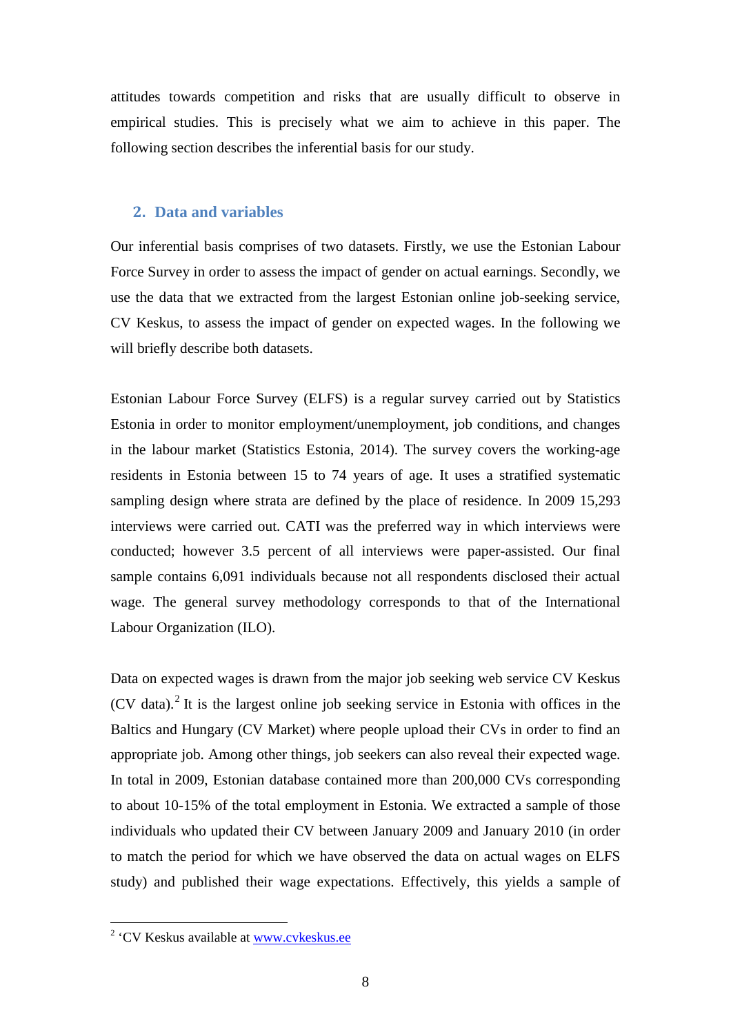attitudes towards competition and risks that are usually difficult to observe in empirical studies. This is precisely what we aim to achieve in this paper. The following section describes the inferential basis for our study.

## 2. Data and variables

Our inferential basis comprises of two datasets. Firstly, we use the Estonian Labour Force Survey in order to assess the impact of gender on actual earnings. Secondly, we use the data that we extracted from the largest Estonian online job-seeking service, CV Keskus, to assess the impact of gender on expected wages. In the following we will briefly describe both datasets.

Estonian Labour Force Survey (ELFS) is a regular survey carried out by Statistics Estonia in order to monitor employment/unemployment, job conditions, and changes in the labour market (Statistics Estonia, 2014). The survey covers the working-age residents in Estonia between 15 to 74 years of age. It uses a stratified systematic sampling design where strata are defined by the place of residence. In 2009 15,293 interviews were carried out. CATI was the preferred way in which interviews were conducted; however 3.5 percent of all interviews were paper-assisted. Our final sample contains 6,091 individuals because not all respondents disclosed their actual wage. The general survey methodology corresponds to that of the International Labour Organization (ILO).

Data on expected wages is drawn from the major job seeking web service CV Keskus (CV data).[2] It is the largest online job seeking service in Estonia with offices in the Baltics and Hungary (CV Market) where people upload their CVs in order to find an appropriate job. Among other things, job seekers can also reveal their expected wage. In total in 2009, Estonian database contained more than 200,000 CVs corresponding to about 10-15% of the total employment in Estonia. We extracted a sample of those individuals who updated their CV between January 2009 and January 2010 (in order to match the period for which we have observed the data on actual wages on ELFS study) and published their wage expectations. Effectively, this yields a sample of

---

[2] 'CV Keskus available at www.cvkeskus.ee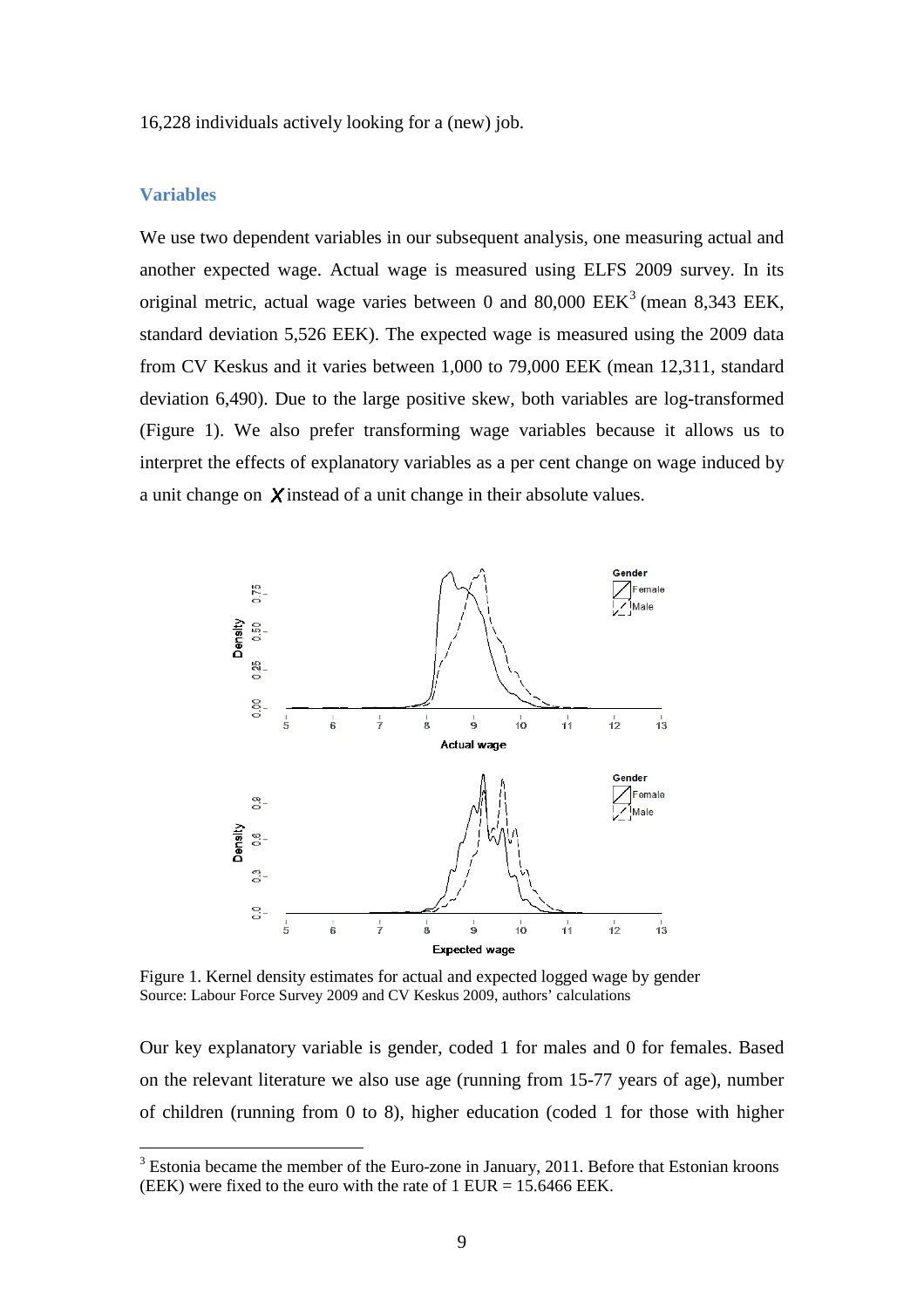16,228 individuals actively looking for a (new) job.

### Variables

We use two dependent variables in our subsequent analysis, one measuring actual and another expected wage. Actual wage is measured using ELFS 2009 survey. In its original metric, actual wage varies between 0 and 80,000 EEK[3] (mean 8,343 EEK, standard deviation 5,526 EEK). The expected wage is measured using the 2009 data from CV Keskus and it varies between 1,000 to 79,000 EEK (mean 12,311, standard deviation 6,490). Due to the large positive skew, both variables are log-transformed (Figure 1). We also prefer transforming wage variables because it allows us to interpret the effects of explanatory variables as a per cent change on wage induced by a unit change on $X$ instead of a unit change in their absolute values.

Figure 1. Kernel density estimates for actual and expected logged wage by gender
Source: Labour Force Survey 2009 and CV Keskus 2009, authors' calculations

Our key explanatory variable is gender, coded 1 for males and 0 for females. Based on the relevant literature we also use age (running from 15-77 years of age), number of children (running from 0 to 8), higher education (coded 1 for those with higher

[3] Estonia became the member of the Euro-zone in January, 2011. Before that Estonian kroons (EEK) were fixed to the euro with the rate of 1 EUR = 15.6466 EEK.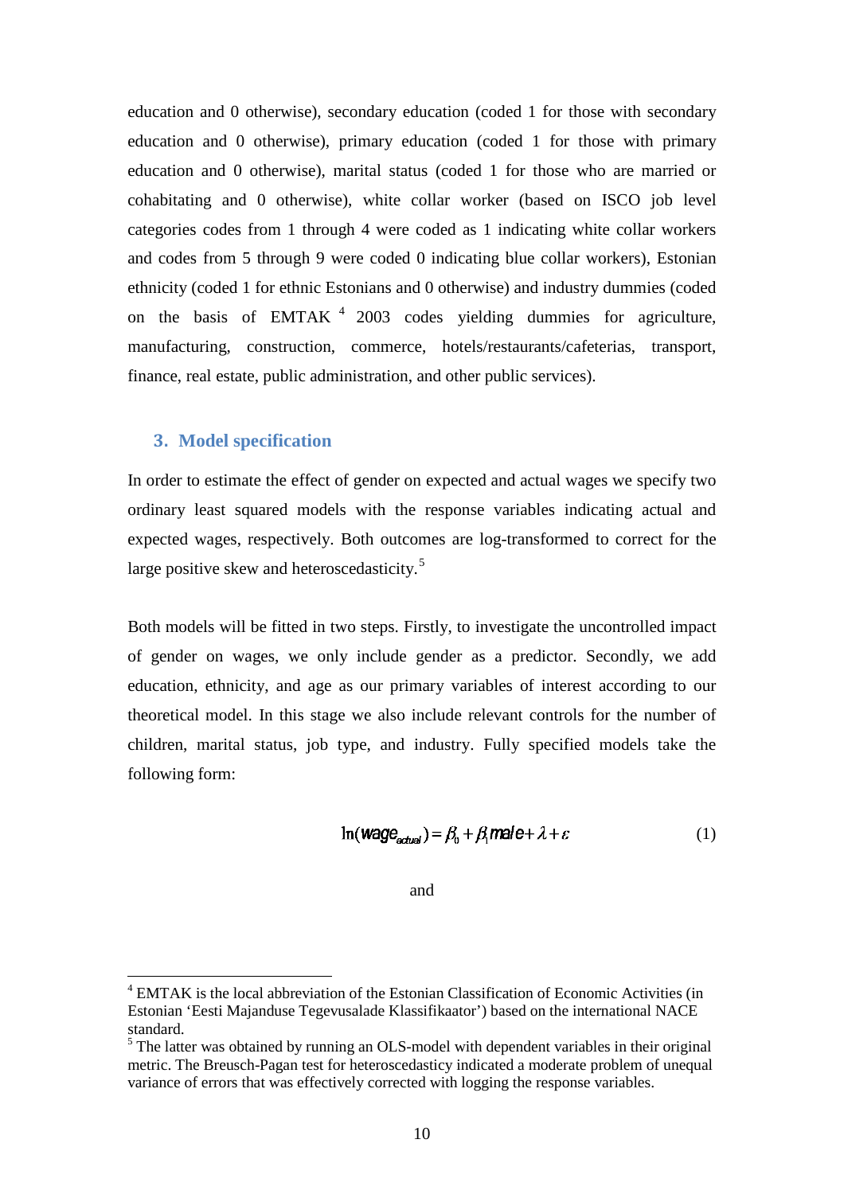education and 0 otherwise), secondary education (coded 1 for those with secondary education and 0 otherwise), primary education (coded 1 for those with primary education and 0 otherwise), marital status (coded 1 for those who are married or cohabitating and 0 otherwise), white collar worker (based on ISCO job level categories codes from 1 through 4 were coded as 1 indicating white collar workers and codes from 5 through 9 were coded 0 indicating blue collar workers), Estonian ethnicity (coded 1 for ethnic Estonians and 0 otherwise) and industry dummies (coded on the basis of EMTAK [4] 2003 codes yielding dummies for agriculture, manufacturing, construction, commerce, hotels/restaurants/cafeterias, transport, finance, real estate, public administration, and other public services).

## 3. Model specification

In order to estimate the effect of gender on expected and actual wages we specify two ordinary least squared models with the response variables indicating actual and expected wages, respectively. Both outcomes are log-transformed to correct for the large positive skew and heteroscedasticity. [5]

Both models will be fitted in two steps. Firstly, to investigate the uncontrolled impact of gender on wages, we only include gender as a predictor. Secondly, we add education, ethnicity, and age as our primary variables of interest according to our theoretical model. In this stage we also include relevant controls for the number of children, marital status, job type, and industry. Fully specified models take the following form:

$$\ln(wage_{actual}) = \beta_0 + \beta_1 male + \lambda + \varepsilon \tag{1}$$

and

---

[4] EMTAK is the local abbreviation of the Estonian Classification of Economic Activities (in Estonian 'Eesti Majanduse Tegevusalade Klassifikaator') based on the international NACE standard.

[5] The latter was obtained by running an OLS-model with dependent variables in their original metric. The Breusch-Pagan test for heteroscedasticy indicated a moderate problem of unequal variance of errors that was effectively corrected with logging the response variables.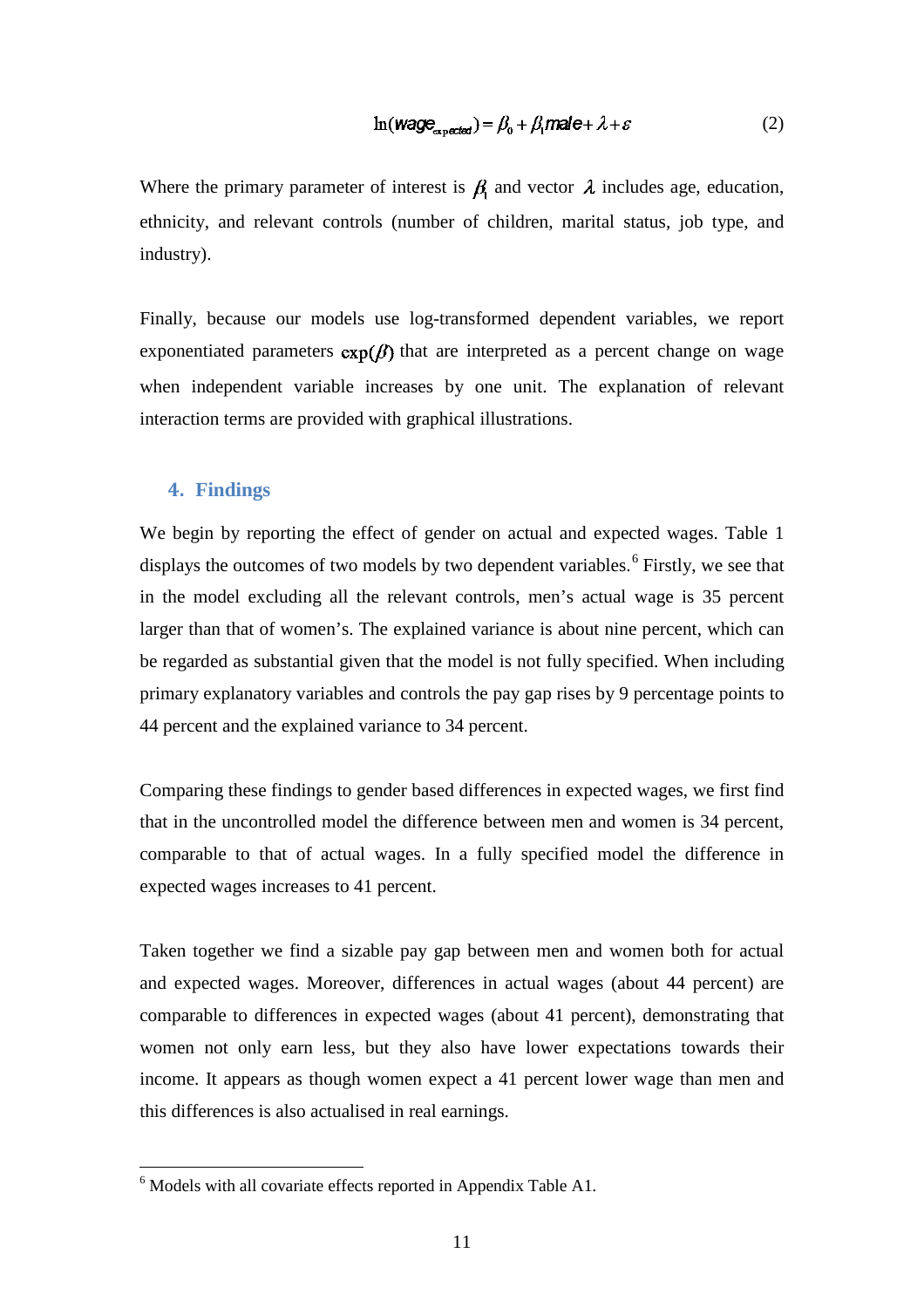$$\ln(wage_{expected}) = \beta_0 + \beta_1 male + \lambda + \varepsilon \qquad (2)$$

Where the primary parameter of interest is $\beta_1$ and vector $\lambda$ includes age, education, ethnicity, and relevant controls (number of children, marital status, job type, and industry).

Finally, because our models use log-transformed dependent variables, we report exponentiated parameters $\exp(\beta)$ that are interpreted as a percent change on wage when independent variable increases by one unit. The explanation of relevant interaction terms are provided with graphical illustrations.

## 4. Findings

We begin by reporting the effect of gender on actual and expected wages. Table 1 displays the outcomes of two models by two dependent variables.[6] Firstly, we see that in the model excluding all the relevant controls, men's actual wage is 35 percent larger than that of women's. The explained variance is about nine percent, which can be regarded as substantial given that the model is not fully specified. When including primary explanatory variables and controls the pay gap rises by 9 percentage points to 44 percent and the explained variance to 34 percent.

Comparing these findings to gender based differences in expected wages, we first find that in the uncontrolled model the difference between men and women is 34 percent, comparable to that of actual wages. In a fully specified model the difference in expected wages increases to 41 percent.

Taken together we find a sizable pay gap between men and women both for actual and expected wages. Moreover, differences in actual wages (about 44 percent) are comparable to differences in expected wages (about 41 percent), demonstrating that women not only earn less, but they also have lower expectations towards their income. It appears as though women expect a 41 percent lower wage than men and this differences is also actualised in real earnings.

[6] Models with all covariate effects reported in Appendix Table A1.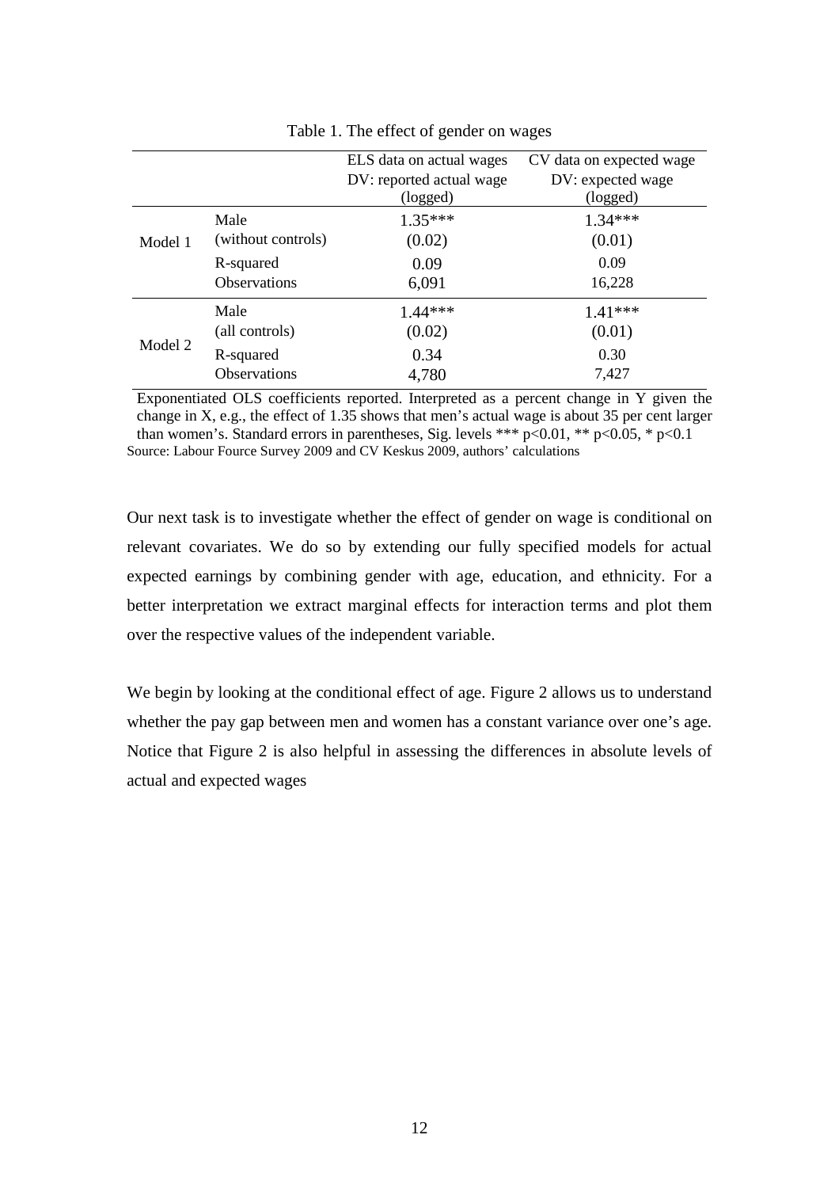Table 1. The effect of gender on wages

| | | ELS data on actual wages DV: reported actual wage (logged) | CV data on expected wage DV: expected wage (logged) |
|---|---|---|---|
| Model 1 | Male (without controls) | 1.35*** (0.02) | 1.34*** (0.01) |
| | R-squared | 0.09 | 0.09 |
| | Observations | 6,091 | 16,228 |
| Model 2 | Male (all controls) | 1.44*** (0.02) | 1.41*** (0.01) |
| | R-squared | 0.34 | 0.30 |
| | Observations | 4,780 | 7,427 |

Exponentiated OLS coefficients reported. Interpreted as a percent change in Y given the change in X, e.g., the effect of 1.35 shows that men's actual wage is about 35 per cent larger than women's. Standard errors in parentheses, Sig. levels *** $p<0.01$, ** $p<0.05$, * $p<0.1$
Source: Labour Fource Survey 2009 and CV Keskus 2009, authors' calculations

Our next task is to investigate whether the effect of gender on wage is conditional on relevant covariates. We do so by extending our fully specified models for actual expected earnings by combining gender with age, education, and ethnicity. For a better interpretation we extract marginal effects for interaction terms and plot them over the respective values of the independent variable.

We begin by looking at the conditional effect of age. Figure 2 allows us to understand whether the pay gap between men and women has a constant variance over one's age. Notice that Figure 2 is also helpful in assessing the differences in absolute levels of actual and expected wages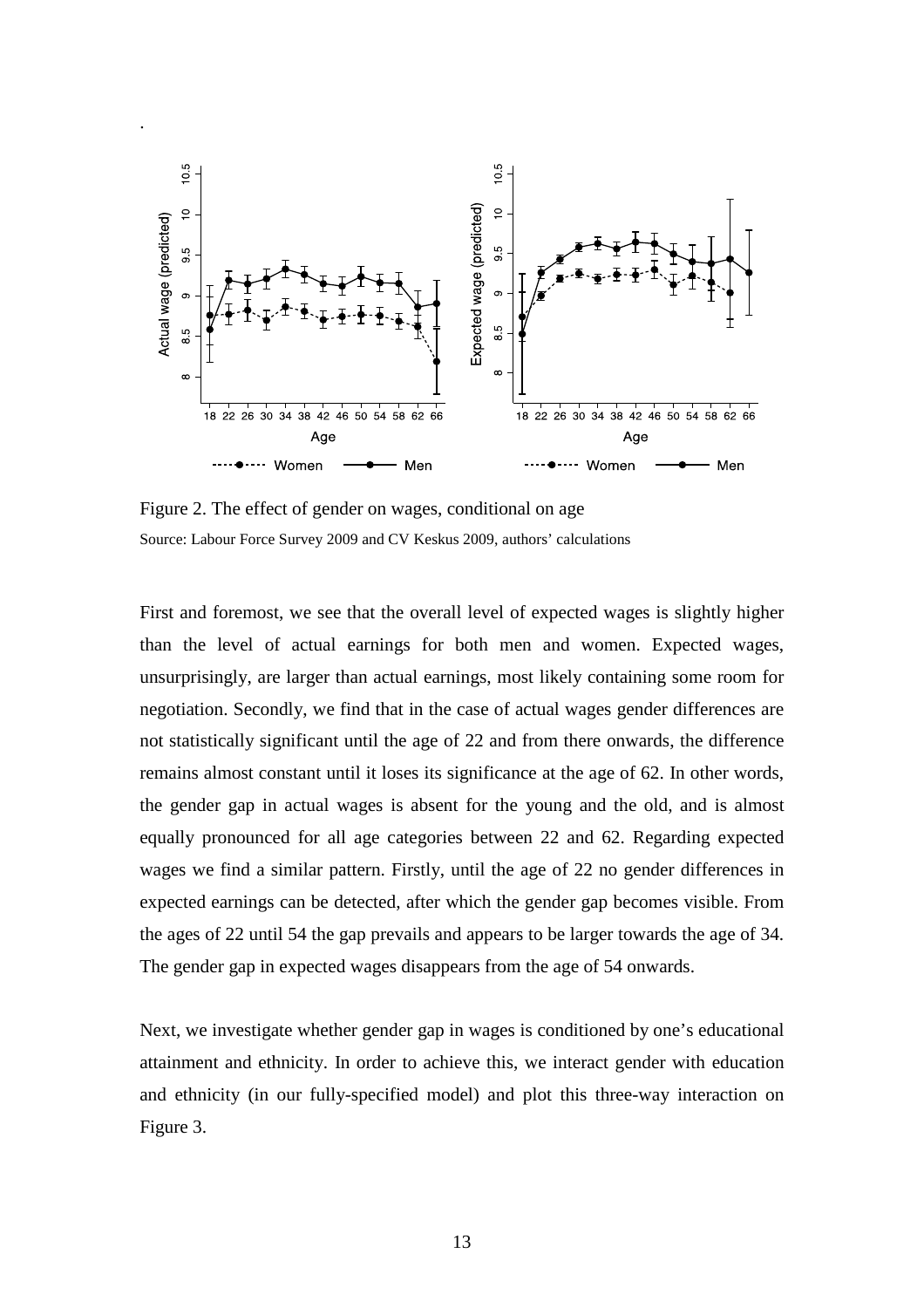Figure 2. The effect of gender on wages, conditional on age

Source: Labour Force Survey 2009 and CV Keskus 2009, authors' calculations

First and foremost, we see that the overall level of expected wages is slightly higher than the level of actual earnings for both men and women. Expected wages, unsurprisingly, are larger than actual earnings, most likely containing some room for negotiation. Secondly, we find that in the case of actual wages gender differences are not statistically significant until the age of 22 and from there onwards, the difference remains almost constant until it loses its significance at the age of 62. In other words, the gender gap in actual wages is absent for the young and the old, and is almost equally pronounced for all age categories between 22 and 62. Regarding expected wages we find a similar pattern. Firstly, until the age of 22 no gender differences in expected earnings can be detected, after which the gender gap becomes visible. From the ages of 22 until 54 the gap prevails and appears to be larger towards the age of 34. The gender gap in expected wages disappears from the age of 54 onwards.

Next, we investigate whether gender gap in wages is conditioned by one's educational attainment and ethnicity. In order to achieve this, we interact gender with education and ethnicity (in our fully-specified model) and plot this three-way interaction on Figure 3.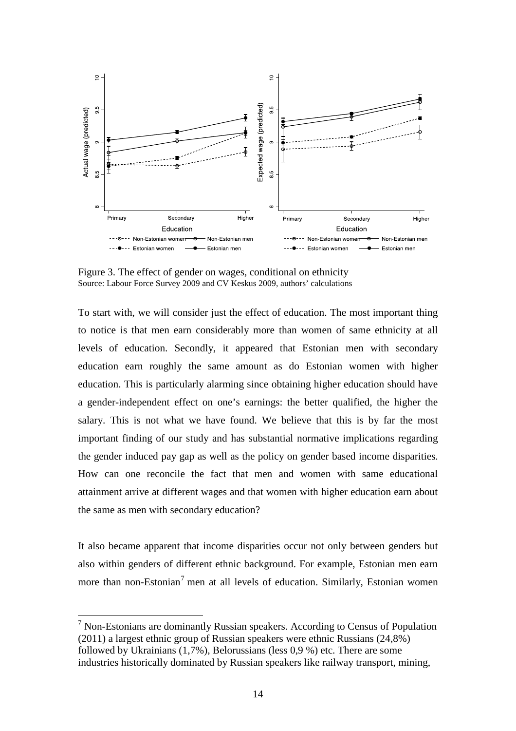Figure 3. The effect of gender on wages, conditional on ethnicity
Source: Labour Force Survey 2009 and CV Keskus 2009, authors' calculations

To start with, we will consider just the effect of education. The most important thing to notice is that men earn considerably more than women of same ethnicity at all levels of education. Secondly, it appeared that Estonian men with secondary education earn roughly the same amount as do Estonian women with higher education. This is particularly alarming since obtaining higher education should have a gender-independent effect on one's earnings: the better qualified, the higher the salary. This is not what we have found. We believe that this is by far the most important finding of our study and has substantial normative implications regarding the gender induced pay gap as well as the policy on gender based income disparities. How can one reconcile the fact that men and women with same educational attainment arrive at different wages and that women with higher education earn about the same as men with secondary education?

It also became apparent that income disparities occur not only between genders but also within genders of different ethnic background. For example, Estonian men earn more than non-Estonian[7] men at all levels of education. Similarly, Estonian women

[7] Non-Estonians are dominantly Russian speakers. According to Census of Population (2011) a largest ethnic group of Russian speakers were ethnic Russians (24,8%) followed by Ukrainians (1,7%), Belorussians (less 0,9 %) etc. There are some industries historically dominated by Russian speakers like railway transport, mining,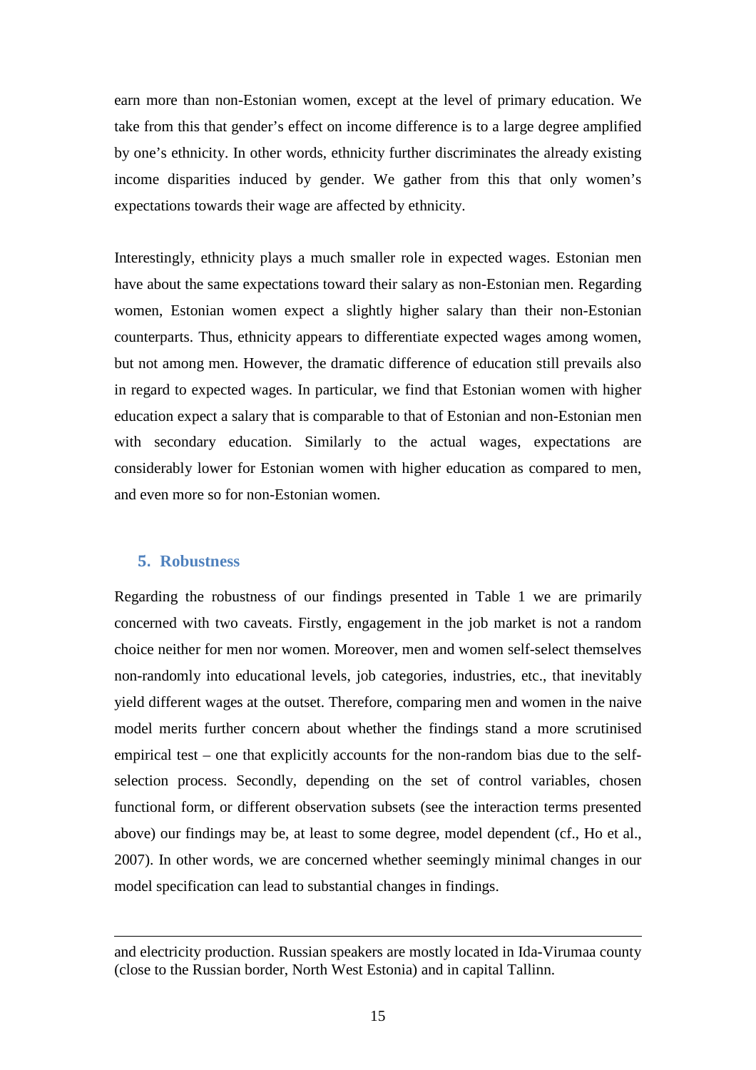earn more than non-Estonian women, except at the level of primary education. We take from this that gender's effect on income difference is to a large degree amplified by one's ethnicity. In other words, ethnicity further discriminates the already existing income disparities induced by gender. We gather from this that only women's expectations towards their wage are affected by ethnicity.

Interestingly, ethnicity plays a much smaller role in expected wages. Estonian men have about the same expectations toward their salary as non-Estonian men. Regarding women, Estonian women expect a slightly higher salary than their non-Estonian counterparts. Thus, ethnicity appears to differentiate expected wages among women, but not among men. However, the dramatic difference of education still prevails also in regard to expected wages. In particular, we find that Estonian women with higher education expect a salary that is comparable to that of Estonian and non-Estonian men with secondary education. Similarly to the actual wages, expectations are considerably lower for Estonian women with higher education as compared to men, and even more so for non-Estonian women.

## 5. Robustness

Regarding the robustness of our findings presented in Table 1 we are primarily concerned with two caveats. Firstly, engagement in the job market is not a random choice neither for men nor women. Moreover, men and women self-select themselves non-randomly into educational levels, job categories, industries, etc., that inevitably yield different wages at the outset. Therefore, comparing men and women in the naive model merits further concern about whether the findings stand a more scrutinised empirical test – one that explicitly accounts for the non-random bias due to the self-selection process. Secondly, depending on the set of control variables, chosen functional form, or different observation subsets (see the interaction terms presented above) our findings may be, at least to some degree, model dependent (cf., Ho et al., 2007). In other words, we are concerned whether seemingly minimal changes in our model specification can lead to substantial changes in findings.

---

and electricity production. Russian speakers are mostly located in Ida-Virumaa county (close to the Russian border, North West Estonia) and in capital Tallinn.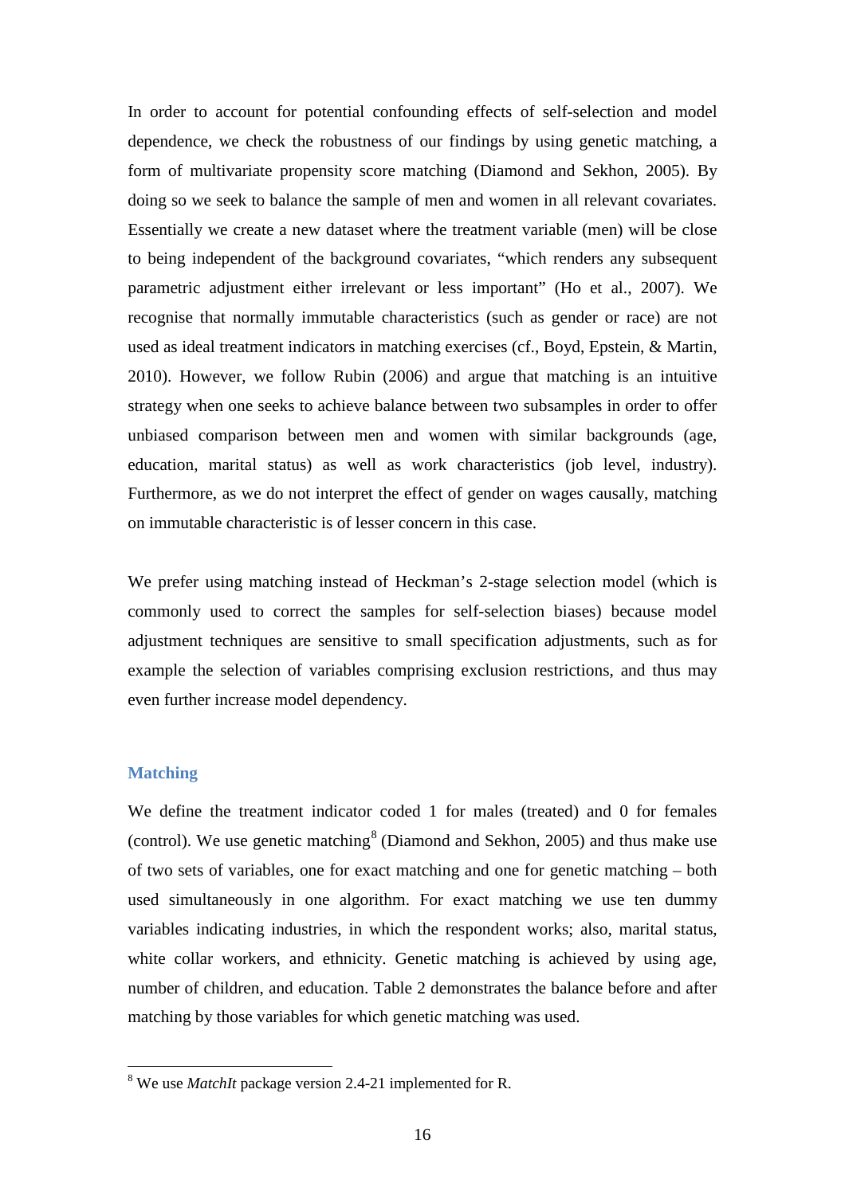In order to account for potential confounding effects of self-selection and model dependence, we check the robustness of our findings by using genetic matching, a form of multivariate propensity score matching (Diamond and Sekhon, 2005). By doing so we seek to balance the sample of men and women in all relevant covariates. Essentially we create a new dataset where the treatment variable (men) will be close to being independent of the background covariates, "which renders any subsequent parametric adjustment either irrelevant or less important" (Ho et al., 2007). We recognise that normally immutable characteristics (such as gender or race) are not used as ideal treatment indicators in matching exercises (cf., Boyd, Epstein, & Martin, 2010). However, we follow Rubin (2006) and argue that matching is an intuitive strategy when one seeks to achieve balance between two subsamples in order to offer unbiased comparison between men and women with similar backgrounds (age, education, marital status) as well as work characteristics (job level, industry). Furthermore, as we do not interpret the effect of gender on wages causally, matching on immutable characteristic is of lesser concern in this case.

We prefer using matching instead of Heckman's 2-stage selection model (which is commonly used to correct the samples for self-selection biases) because model adjustment techniques are sensitive to small specification adjustments, such as for example the selection of variables comprising exclusion restrictions, and thus may even further increase model dependency.

### Matching

We define the treatment indicator coded 1 for males (treated) and 0 for females (control). We use genetic matching[8] (Diamond and Sekhon, 2005) and thus make use of two sets of variables, one for exact matching and one for genetic matching – both used simultaneously in one algorithm. For exact matching we use ten dummy variables indicating industries, in which the respondent works; also, marital status, white collar workers, and ethnicity. Genetic matching is achieved by using age, number of children, and education. Table 2 demonstrates the balance before and after matching by those variables for which genetic matching was used.

---

[8] We use *MatchIt* package version 2.4-21 implemented for R.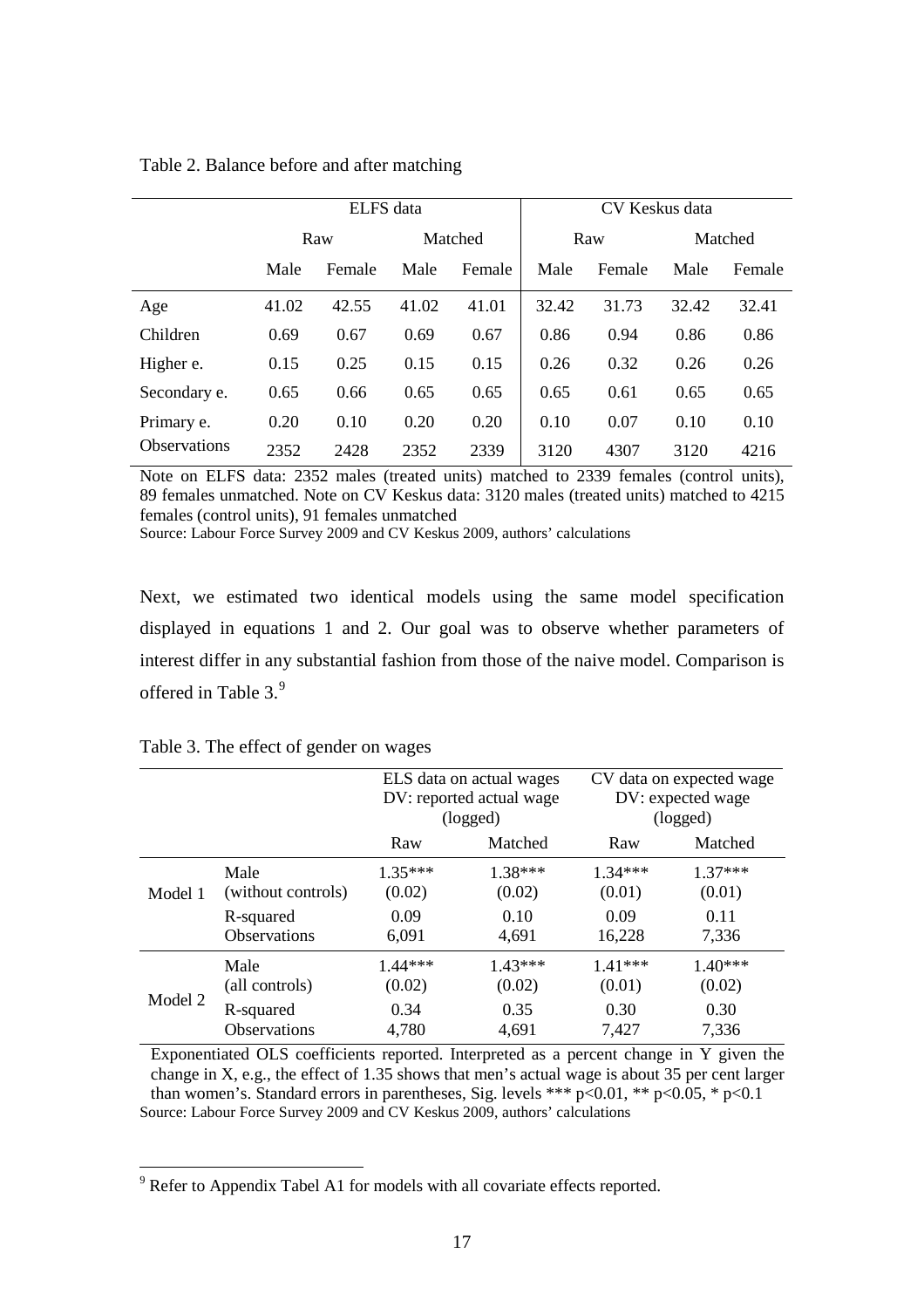Table 2. Balance before and after matching

| | ELFS data | | | | CV Keskus data | | | |
|---|---|---|---|---|---|---|---|---|
| | Raw | | Matched | | Raw | | Matched | |
| | Male | Female | Male | Female | Male | Female | Male | Female |
| Age | 41.02 | 42.55 | 41.02 | 41.01 | 32.42 | 31.73 | 32.42 | 32.41 |
| Children | 0.69 | 0.67 | 0.69 | 0.67 | 0.86 | 0.94 | 0.86 | 0.86 |
| Higher e. | 0.15 | 0.25 | 0.15 | 0.15 | 0.26 | 0.32 | 0.26 | 0.26 |
| Secondary e. | 0.65 | 0.66 | 0.65 | 0.65 | 0.65 | 0.61 | 0.65 | 0.65 |
| Primary e. | 0.20 | 0.10 | 0.20 | 0.20 | 0.10 | 0.07 | 0.10 | 0.10 |
| Observations | 2352 | 2428 | 2352 | 2339 | 3120 | 4307 | 3120 | 4216 |

Note on ELFS data: 2352 males (treated units) matched to 2339 females (control units), 89 females unmatched. Note on CV Keskus data: 3120 males (treated units) matched to 4215 females (control units), 91 females unmatched

Source: Labour Force Survey 2009 and CV Keskus 2009, authors' calculations

Next, we estimated two identical models using the same model specification displayed in equations 1 and 2. Our goal was to observe whether parameters of interest differ in any substantial fashion from those of the naive model. Comparison is offered in Table 3.[9]

Table 3. The effect of gender on wages

| | | ELS data on actual wages DV: reported actual wage (logged) | | CV data on expected wage DV: expected wage (logged) | |
|---|---|---|---|---|---|
| | | Raw | Matched | Raw | Matched |
| Model 1 | Male (without controls) | 1.35*** (0.02) | 1.38*** (0.02) | 1.34*** (0.01) | 1.37*** (0.01) |
| | R-squared | 0.09 | 0.10 | 0.09 | 0.11 |
| | Observations | 6,091 | 4,691 | 16,228 | 7,336 |
| Model 2 | Male (all controls) | 1.44*** (0.02) | 1.43*** (0.02) | 1.41*** (0.01) | 1.40*** (0.02) |
| | R-squared | 0.34 | 0.35 | 0.30 | 0.30 |
| | Observations | 4,780 | 4,691 | 7,427 | 7,336 |

Exponentiated OLS coefficients reported. Interpreted as a percent change in Y given the change in X, e.g., the effect of 1.35 shows that men's actual wage is about 35 per cent larger than women's. Standard errors in parentheses, Sig. levels *** $p<0.01$, ** $p<0.05$, * $p<0.1$

Source: Labour Force Survey 2009 and CV Keskus 2009, authors' calculations

[9] Refer to Appendix Tabel A1 for models with all covariate effects reported.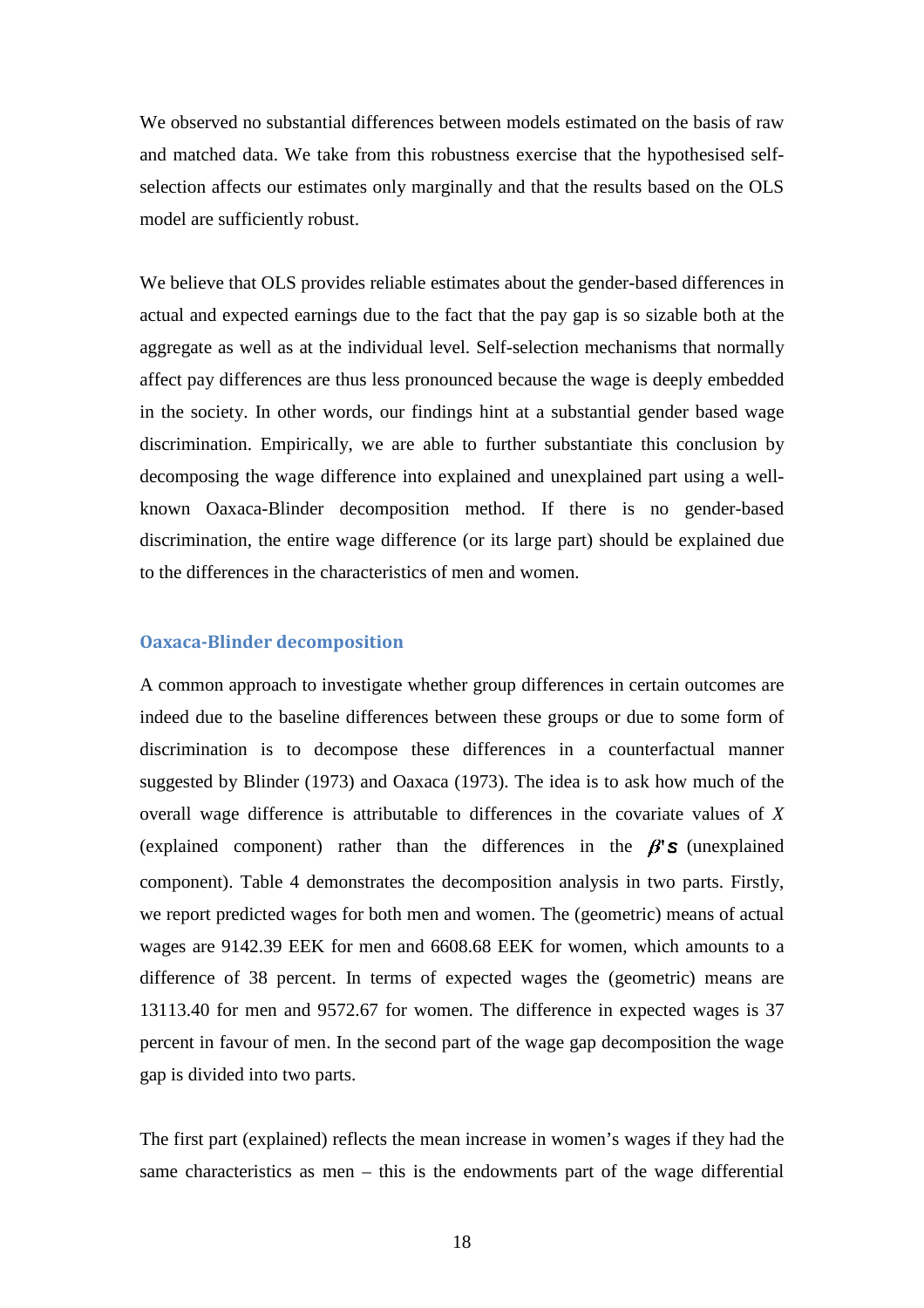We observed no substantial differences between models estimated on the basis of raw and matched data. We take from this robustness exercise that the hypothesised self-selection affects our estimates only marginally and that the results based on the OLS model are sufficiently robust.

We believe that OLS provides reliable estimates about the gender-based differences in actual and expected earnings due to the fact that the pay gap is so sizable both at the aggregate as well as at the individual level. Self-selection mechanisms that normally affect pay differences are thus less pronounced because the wage is deeply embedded in the society. In other words, our findings hint at a substantial gender based wage discrimination. Empirically, we are able to further substantiate this conclusion by decomposing the wage difference into explained and unexplained part using a well-known Oaxaca-Blinder decomposition method. If there is no gender-based discrimination, the entire wage difference (or its large part) should be explained due to the differences in the characteristics of men and women.

### Oaxaca-Blinder decomposition

A common approach to investigate whether group differences in certain outcomes are indeed due to the baseline differences between these groups or due to some form of discrimination is to decompose these differences in a counterfactual manner suggested by Blinder (1973) and Oaxaca (1973). The idea is to ask how much of the overall wage difference is attributable to differences in the covariate values of $X$ (explained component) rather than the differences in the $\beta$'s (unexplained component). Table 4 demonstrates the decomposition analysis in two parts. Firstly, we report predicted wages for both men and women. The (geometric) means of actual wages are 9142.39 EEK for men and 6608.68 EEK for women, which amounts to a difference of 38 percent. In terms of expected wages the (geometric) means are 13113.40 for men and 9572.67 for women. The difference in expected wages is 37 percent in favour of men. In the second part of the wage gap decomposition the wage gap is divided into two parts.

The first part (explained) reflects the mean increase in women's wages if they had the same characteristics as men – this is the endowments part of the wage differential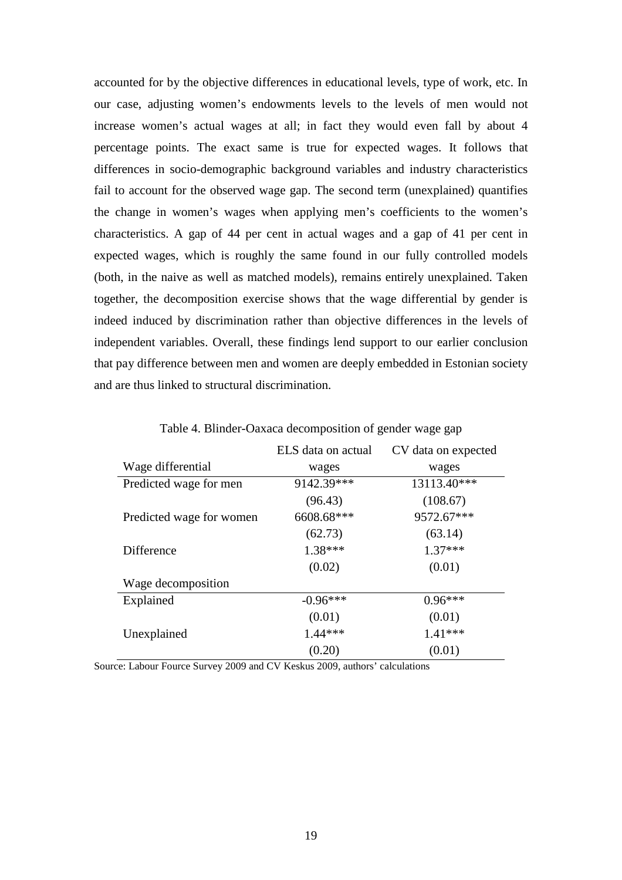accounted for by the objective differences in educational levels, type of work, etc. In our case, adjusting women's endowments levels to the levels of men would not increase women's actual wages at all; in fact they would even fall by about 4 percentage points. The exact same is true for expected wages. It follows that differences in socio-demographic background variables and industry characteristics fail to account for the observed wage gap. The second term (unexplained) quantifies the change in women's wages when applying men's coefficients to the women's characteristics. A gap of 44 per cent in actual wages and a gap of 41 per cent in expected wages, which is roughly the same found in our fully controlled models (both, in the naive as well as matched models), remains entirely unexplained. Taken together, the decomposition exercise shows that the wage differential by gender is indeed induced by discrimination rather than objective differences in the levels of independent variables. Overall, these findings lend support to our earlier conclusion that pay difference between men and women are deeply embedded in Estonian society and are thus linked to structural discrimination.

Table 4. Blinder-Oaxaca decomposition of gender wage gap

| Wage differential | ELS data on actual wages | CV data on expected wages |
|---|---|---|
| Predicted wage for men | 9142.39*** | 13113.40*** |
| | (96.43) | (108.67) |
| Predicted wage for women | 6608.68*** | 9572.67*** |
| | (62.73) | (63.14) |
| Difference | 1.38*** | 1.37*** |
| | (0.02) | (0.01) |
| Wage decomposition | | |
| Explained | -0.96*** | 0.96*** |
| | (0.01) | (0.01) |
| Unexplained | 1.44*** | 1.41*** |
| | (0.20) | (0.01) |

Source: Labour Fource Survey 2009 and CV Keskus 2009, authors' calculations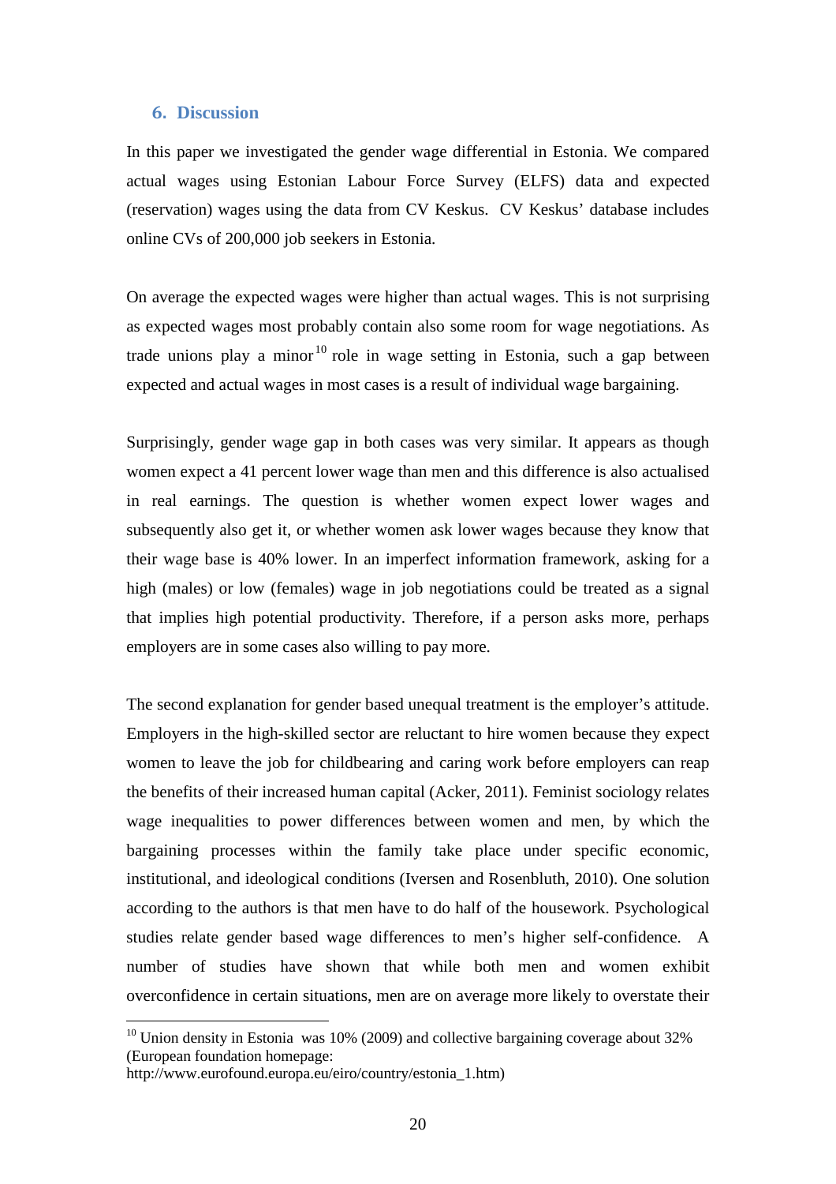## 6. Discussion

In this paper we investigated the gender wage differential in Estonia. We compared actual wages using Estonian Labour Force Survey (ELFS) data and expected (reservation) wages using the data from CV Keskus. CV Keskus' database includes online CVs of 200,000 job seekers in Estonia.

On average the expected wages were higher than actual wages. This is not surprising as expected wages most probably contain also some room for wage negotiations. As trade unions play a minor[10] role in wage setting in Estonia, such a gap between expected and actual wages in most cases is a result of individual wage bargaining.

Surprisingly, gender wage gap in both cases was very similar. It appears as though women expect a 41 percent lower wage than men and this difference is also actualised in real earnings. The question is whether women expect lower wages and subsequently also get it, or whether women ask lower wages because they know that their wage base is 40% lower. In an imperfect information framework, asking for a high (males) or low (females) wage in job negotiations could be treated as a signal that implies high potential productivity. Therefore, if a person asks more, perhaps employers are in some cases also willing to pay more.

The second explanation for gender based unequal treatment is the employer's attitude. Employers in the high-skilled sector are reluctant to hire women because they expect women to leave the job for childbearing and caring work before employers can reap the benefits of their increased human capital (Acker, 2011). Feminist sociology relates wage inequalities to power differences between women and men, by which the bargaining processes within the family take place under specific economic, institutional, and ideological conditions (Iversen and Rosenbluth, 2010). One solution according to the authors is that men have to do half of the housework. Psychological studies relate gender based wage differences to men's higher self-confidence. A number of studies have shown that while both men and women exhibit overconfidence in certain situations, men are on average more likely to overstate their

[10] Union density in Estonia was 10% (2009) and collective bargaining coverage about 32% (European foundation homepage: http://www.eurofound.europa.eu/eiro/country/estonia_1.htm)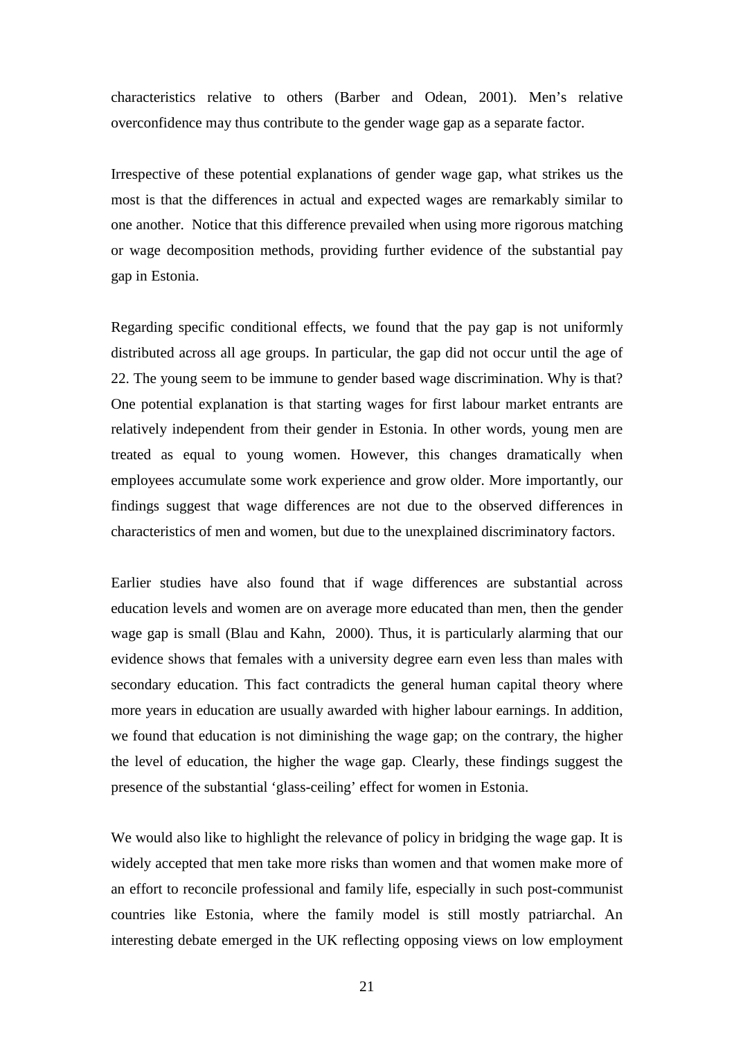characteristics relative to others (Barber and Odean, 2001). Men's relative overconfidence may thus contribute to the gender wage gap as a separate factor.

Irrespective of these potential explanations of gender wage gap, what strikes us the most is that the differences in actual and expected wages are remarkably similar to one another. Notice that this difference prevailed when using more rigorous matching or wage decomposition methods, providing further evidence of the substantial pay gap in Estonia.

Regarding specific conditional effects, we found that the pay gap is not uniformly distributed across all age groups. In particular, the gap did not occur until the age of 22. The young seem to be immune to gender based wage discrimination. Why is that? One potential explanation is that starting wages for first labour market entrants are relatively independent from their gender in Estonia. In other words, young men are treated as equal to young women. However, this changes dramatically when employees accumulate some work experience and grow older. More importantly, our findings suggest that wage differences are not due to the observed differences in characteristics of men and women, but due to the unexplained discriminatory factors.

Earlier studies have also found that if wage differences are substantial across education levels and women are on average more educated than men, then the gender wage gap is small (Blau and Kahn, 2000). Thus, it is particularly alarming that our evidence shows that females with a university degree earn even less than males with secondary education. This fact contradicts the general human capital theory where more years in education are usually awarded with higher labour earnings. In addition, we found that education is not diminishing the wage gap; on the contrary, the higher the level of education, the higher the wage gap. Clearly, these findings suggest the presence of the substantial 'glass-ceiling' effect for women in Estonia.

We would also like to highlight the relevance of policy in bridging the wage gap. It is widely accepted that men take more risks than women and that women make more of an effort to reconcile professional and family life, especially in such post-communist countries like Estonia, where the family model is still mostly patriarchal. An interesting debate emerged in the UK reflecting opposing views on low employment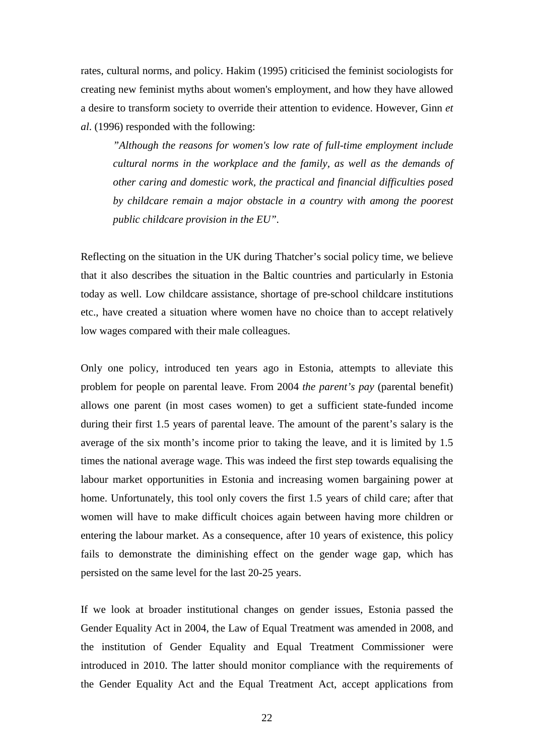rates, cultural norms, and policy. Hakim (1995) criticised the feminist sociologists for creating new feminist myths about women's employment, and how they have allowed a desire to transform society to override their attention to evidence. However, Ginn *et al*. (1996) responded with the following:

> *"Although the reasons for women's low rate of full-time employment include cultural norms in the workplace and the family, as well as the demands of other caring and domestic work, the practical and financial difficulties posed by childcare remain a major obstacle in a country with among the poorest public childcare provision in the EU".*

Reflecting on the situation in the UK during Thatcher's social policy time, we believe that it also describes the situation in the Baltic countries and particularly in Estonia today as well. Low childcare assistance, shortage of pre-school childcare institutions etc., have created a situation where women have no choice than to accept relatively low wages compared with their male colleagues.

Only one policy, introduced ten years ago in Estonia, attempts to alleviate this problem for people on parental leave. From 2004 *the parent's pay* (parental benefit) allows one parent (in most cases women) to get a sufficient state-funded income during their first 1.5 years of parental leave. The amount of the parent's salary is the average of the six month's income prior to taking the leave, and it is limited by 1.5 times the national average wage. This was indeed the first step towards equalising the labour market opportunities in Estonia and increasing women bargaining power at home. Unfortunately, this tool only covers the first 1.5 years of child care; after that women will have to make difficult choices again between having more children or entering the labour market. As a consequence, after 10 years of existence, this policy fails to demonstrate the diminishing effect on the gender wage gap, which has persisted on the same level for the last 20-25 years.

If we look at broader institutional changes on gender issues, Estonia passed the Gender Equality Act in 2004, the Law of Equal Treatment was amended in 2008, and the institution of Gender Equality and Equal Treatment Commissioner were introduced in 2010. The latter should monitor compliance with the requirements of the Gender Equality Act and the Equal Treatment Act, accept applications from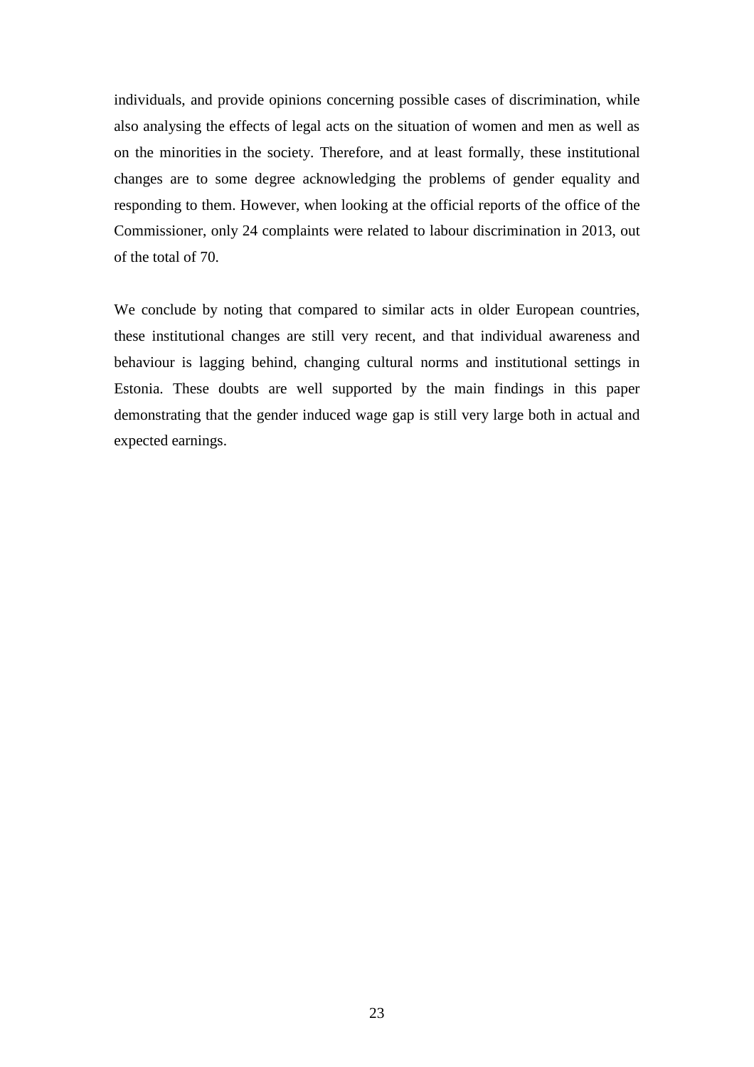individuals, and provide opinions concerning possible cases of discrimination, while also analysing the effects of legal acts on the situation of women and men as well as on the minorities in the society. Therefore, and at least formally, these institutional changes are to some degree acknowledging the problems of gender equality and responding to them. However, when looking at the official reports of the office of the Commissioner, only 24 complaints were related to labour discrimination in 2013, out of the total of 70.

We conclude by noting that compared to similar acts in older European countries, these institutional changes are still very recent, and that individual awareness and behaviour is lagging behind, changing cultural norms and institutional settings in Estonia. These doubts are well supported by the main findings in this paper demonstrating that the gender induced wage gap is still very large both in actual and expected earnings.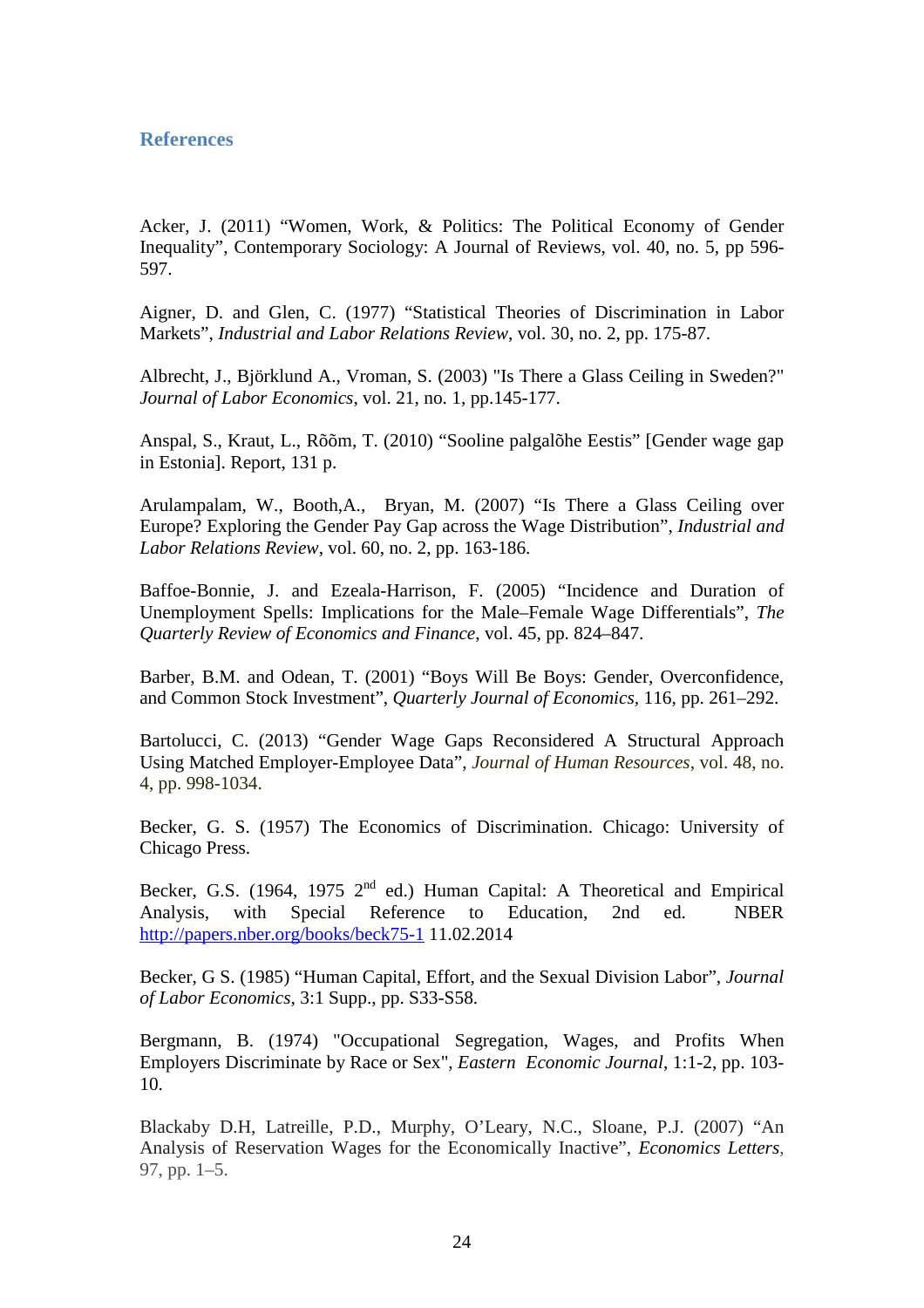## References

Acker, J. (2011) "Women, Work, & Politics: The Political Economy of Gender Inequality", Contemporary Sociology: A Journal of Reviews, vol. 40, no. 5, pp 596-597.

Aigner, D. and Glen, C. (1977) "Statistical Theories of Discrimination in Labor Markets", *Industrial and Labor Relations Review*, vol. 30, no. 2, pp. 175-87.

Albrecht, J., Björklund A., Vroman, S. (2003) "Is There a Glass Ceiling in Sweden?" *Journal of Labor Economics*, vol. 21, no. 1, pp.145-177.

Anspal, S., Kraut, L., Rõõm, T. (2010) "Sooline palgalõhe Eestis" [Gender wage gap in Estonia]. Report, 131 p.

Arulampalam, W., Booth,A., Bryan, M. (2007) "Is There a Glass Ceiling over Europe? Exploring the Gender Pay Gap across the Wage Distribution", *Industrial and Labor Relations Review*, vol. 60, no. 2, pp. 163-186.

Baffoe-Bonnie, J. and Ezeala-Harrison, F. (2005) "Incidence and Duration of Unemployment Spells: Implications for the Male–Female Wage Differentials", *The Quarterly Review of Economics and Finance*, vol. 45, pp. 824–847.

Barber, B.M. and Odean, T. (2001) "Boys Will Be Boys: Gender, Overconfidence, and Common Stock Investment", *Quarterly Journal of Economics*, 116, pp. 261–292.

Bartolucci, C. (2013) "Gender Wage Gaps Reconsidered A Structural Approach Using Matched Employer-Employee Data", *Journal of Human Resources*, vol. 48, no. 4, pp. 998-1034.

Becker, G. S. (1957) The Economics of Discrimination. Chicago: University of Chicago Press.

Becker, G.S. (1964, 1975 2nd ed.) Human Capital: A Theoretical and Empirical Analysis, with Special Reference to Education, 2nd ed. NBER http://papers.nber.org/books/beck75-1 11.02.2014

Becker, G S. (1985) "Human Capital, Effort, and the Sexual Division Labor", *Journal of Labor Economics*, 3:1 Supp., pp. S33-S58.

Bergmann, B. (1974) "Occupational Segregation, Wages, and Profits When Employers Discriminate by Race or Sex", *Eastern Economic Journal*, 1:1-2, pp. 103-10.

Blackaby D.H, Latreille, P.D., Murphy, O'Leary, N.C., Sloane, P.J. (2007) "An Analysis of Reservation Wages for the Economically Inactive", *Economics Letters*, 97, pp. 1–5.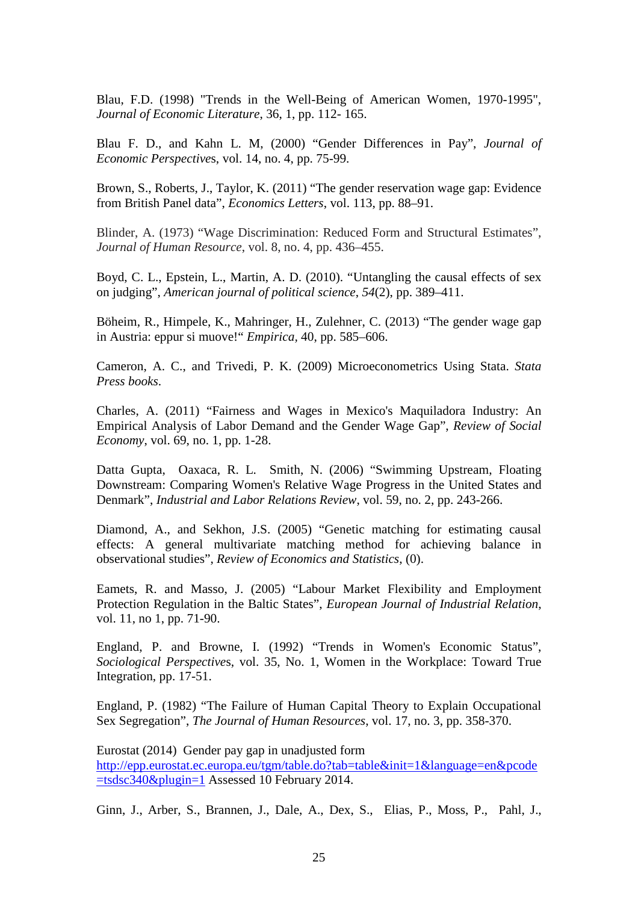Blau, F.D. (1998) "Trends in the Well-Being of American Women, 1970-1995", *Journal of Economic Literature*, 36, 1, pp. 112- 165.

Blau F. D., and Kahn L. M, (2000) “Gender Differences in Pay”, *Journal of Economic Perspectives*, vol. 14, no. 4, pp. 75-99.

Brown, S., Roberts, J., Taylor, K. (2011) “The gender reservation wage gap: Evidence from British Panel data”, *Economics Letters*, vol. 113, pp. 88–91.

Blinder, A. (1973) “Wage Discrimination: Reduced Form and Structural Estimates”, *Journal of Human Resource*, vol. 8, no. 4, pp. 436–455.

Boyd, C. L., Epstein, L., Martin, A. D. (2010). “Untangling the causal effects of sex on judging”, *American journal of political science*, *54*(2), pp. 389–411.

Böheim, R., Himpele, K., Mahringer, H., Zulehner, C. (2013) “The gender wage gap in Austria: eppur si muove!“ *Empirica*, 40, pp. 585–606.

Cameron, A. C., and Trivedi, P. K. (2009) Microeconometrics Using Stata. *Stata Press books*.

Charles, A. (2011) “Fairness and Wages in Mexico's Maquiladora Industry: An Empirical Analysis of Labor Demand and the Gender Wage Gap”, *Review of Social Economy*, vol. 69, no. 1, pp. 1-28.

Datta Gupta, Oaxaca, R. L. Smith, N. (2006) “Swimming Upstream, Floating Downstream: Comparing Women's Relative Wage Progress in the United States and Denmark”, *Industrial and Labor Relations Review*, vol. 59, no. 2, pp. 243-266.

Diamond, A., and Sekhon, J.S. (2005) “Genetic matching for estimating causal effects: A general multivariate matching method for achieving balance in observational studies”, *Review of Economics and Statistics*, (0).

Eamets, R. and Masso, J. (2005) “Labour Market Flexibility and Employment Protection Regulation in the Baltic States”, *European Journal of Industrial Relation*, vol. 11, no 1, pp. 71-90.

England, P. and Browne, I. (1992) “Trends in Women's Economic Status”, *Sociological Perspectives*, vol. 35, No. 1, Women in the Workplace: Toward True Integration, pp. 17-51.

England, P. (1982) “The Failure of Human Capital Theory to Explain Occupational Sex Segregation”, *The Journal of Human Resources*, vol. 17, no. 3, pp. 358-370.

Eurostat (2014) Gender pay gap in unadjusted form http://epp.eurostat.ec.europa.eu/tgm/table.do?tab=table&init=1&language=en&pcode=tsdsc340&plugin=1 Assessed 10 February 2014.

Ginn, J., Arber, S., Brannen, J., Dale, A., Dex, S., Elias, P., Moss, P., Pahl, J.,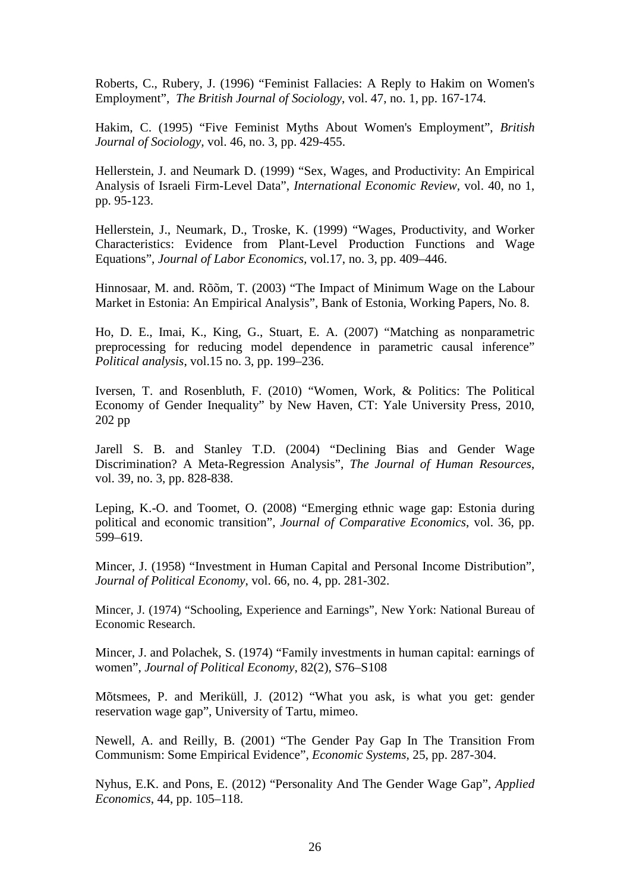Roberts, C., Rubery, J. (1996) "Feminist Fallacies: A Reply to Hakim on Women's Employment", *The British Journal of Sociology*, vol. 47, no. 1, pp. 167-174.

Hakim, C. (1995) "Five Feminist Myths About Women's Employment", *British Journal of Sociology*, vol. 46, no. 3, pp. 429-455.

Hellerstein, J. and Neumark D. (1999) "Sex, Wages, and Productivity: An Empirical Analysis of Israeli Firm-Level Data", *International Economic Review*, vol. 40, no 1, pp. 95-123.

Hellerstein, J., Neumark, D., Troske, K. (1999) "Wages, Productivity, and Worker Characteristics: Evidence from Plant-Level Production Functions and Wage Equations", *Journal of Labor Economics*, vol.17, no. 3, pp. 409–446.

Hinnosaar, M. and. Rõõm, T. (2003) "The Impact of Minimum Wage on the Labour Market in Estonia: An Empirical Analysis", Bank of Estonia, Working Papers, No. 8.

Ho, D. E., Imai, K., King, G., Stuart, E. A. (2007) "Matching as nonparametric preprocessing for reducing model dependence in parametric causal inference" *Political analysis*, vol.15 no. 3, pp. 199–236.

Iversen, T. and Rosenbluth, F. (2010) "Women, Work, & Politics: The Political Economy of Gender Inequality" by New Haven, CT: Yale University Press, 2010, 202 pp

Jarell S. B. and Stanley T.D. (2004) "Declining Bias and Gender Wage Discrimination? A Meta-Regression Analysis", *The Journal of Human Resources*, vol. 39, no. 3, pp. 828-838.

Leping, K.-O. and Toomet, O. (2008) "Emerging ethnic wage gap: Estonia during political and economic transition", *Journal of Comparative Economics*, vol. 36, pp. 599–619.

Mincer, J. (1958) "Investment in Human Capital and Personal Income Distribution", *Journal of Political Economy*, vol. 66, no. 4, pp. 281-302.

Mincer, J. (1974) "Schooling, Experience and Earnings", New York: National Bureau of Economic Research.

Mincer, J. and Polachek, S. (1974) "Family investments in human capital: earnings of women", *Journal of Political Economy*, 82(2), S76–S108

Mõtsmees, P. and Meriküll, J. (2012) "What you ask, is what you get: gender reservation wage gap", University of Tartu, mimeo.

Newell, A. and Reilly, B. (2001) "The Gender Pay Gap In The Transition From Communism: Some Empirical Evidence", *Economic Systems*, 25, pp. 287-304.

Nyhus, E.K. and Pons, E. (2012) "Personality And The Gender Wage Gap", *Applied Economics*, 44, pp. 105–118.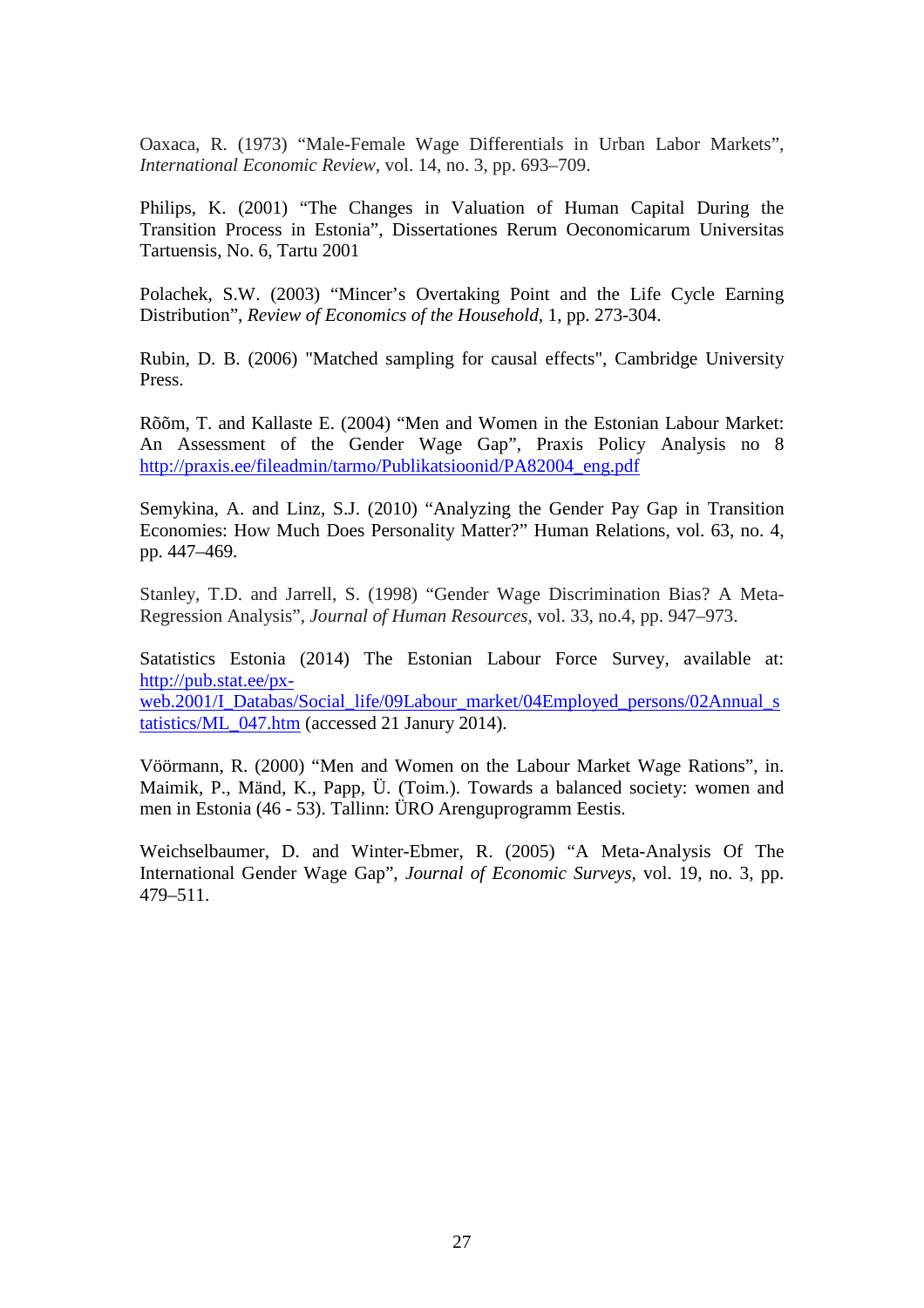Oaxaca, R. (1973) “Male-Female Wage Differentials in Urban Labor Markets”, *International Economic Review*, vol. 14, no. 3, pp. 693–709.

Philips, K. (2001) “The Changes in Valuation of Human Capital During the Transition Process in Estonia”, Dissertationes Rerum Oeconomicarum Universitas Tartuensis, No. 6, Tartu 2001

Polachek, S.W. (2003) “Mincer’s Overtaking Point and the Life Cycle Earning Distribution”, *Review of Economics of the Household*, 1, pp. 273-304.

Rubin, D. B. (2006) "Matched sampling for causal effects", Cambridge University Press.

Rõõm, T. and Kallaste E. (2004) “Men and Women in the Estonian Labour Market: An Assessment of the Gender Wage Gap”, Praxis Policy Analysis no 8 http://praxis.ee/fileadmin/tarmo/Publikatsioonid/PA82004_eng.pdf

Semykina, A. and Linz, S.J. (2010) “Analyzing the Gender Pay Gap in Transition Economies: How Much Does Personality Matter?” Human Relations, vol. 63, no. 4, pp. 447–469.

Stanley, T.D. and Jarrell, S. (1998) “Gender Wage Discrimination Bias? A Meta-Regression Analysis”, *Journal of Human Resources*, vol. 33, no.4, pp. 947–973.

Satatistics Estonia (2014) The Estonian Labour Force Survey, available at: http://pub.stat.ee/px-web.2001/I_Databas/Social_life/09Labour_market/04Employed_persons/02Annual_statistics/ML_047.htm (accessed 21 Janury 2014).

Töörmann, R. (2000) “Men and Women on the Labour Market Wage Rations”, in. Maimik, P., Mänd, K., Papp, Ü. (Toim.). Towards a balanced society: women and men in Estonia (46 - 53). Tallinn: ÜRO Arenguprogramm Eestis.

Weichselbaumer, D. and Winter-Ebmer, R. (2005) “A Meta-Analysis Of The International Gender Wage Gap”, *Journal of Economic Surveys*, vol. 19, no. 3, pp. 479–511.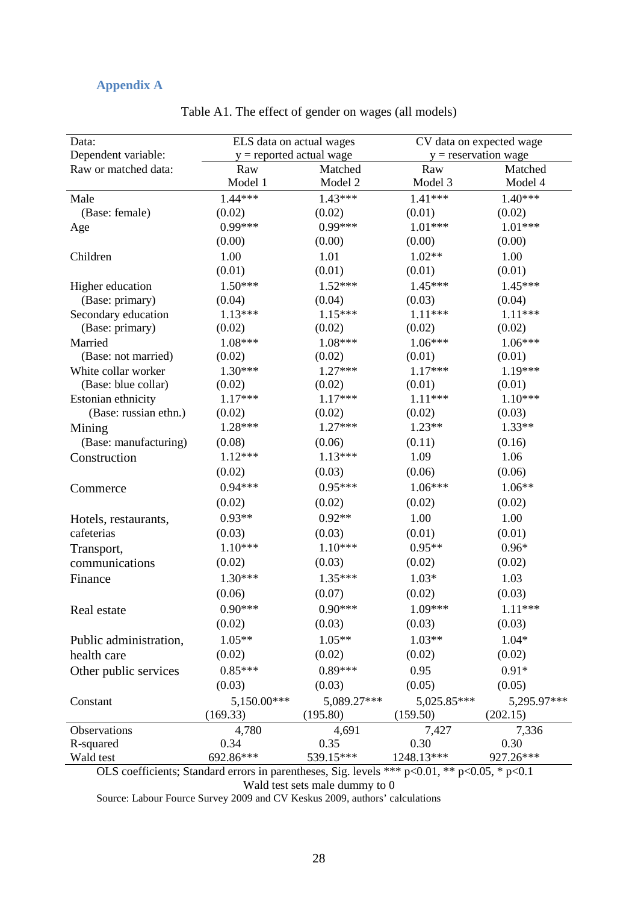## Appendix A

Table A1. The effect of gender on wages (all models)

| Data: | ELS data on actual wages | | CV data on expected wage | |
|---|---|---|---|---|
| Dependent variable: | y = reported actual wage | | y = reservation wage | |
| Raw or matched data: | Raw<br>Model 1 | Matched<br>Model 2 | Raw<br>Model 3 | Matched<br>Model 4 |
| Male | 1.44*** | 1.43*** | 1.41*** | 1.40*** |
| (Base: female) | (0.02) | (0.02) | (0.01) | (0.02) |
| Age | 0.99*** | 0.99*** | 1.01*** | 1.01*** |
| | (0.00) | (0.00) | (0.00) | (0.00) |
| Children | 1.00 | 1.01 | 1.02** | 1.00 |
| | (0.01) | (0.01) | (0.01) | (0.01) |
| Higher education | 1.50*** | 1.52*** | 1.45*** | 1.45*** |
| (Base: primary) | (0.04) | (0.04) | (0.03) | (0.04) |
| Secondary education | 1.13*** | 1.15*** | 1.11*** | 1.11*** |
| (Base: primary) | (0.02) | (0.02) | (0.02) | (0.02) |
| Married | 1.08*** | 1.08*** | 1.06*** | 1.06*** |
| (Base: not married) | (0.02) | (0.02) | (0.01) | (0.01) |
| White collar worker | 1.30*** | 1.27*** | 1.17*** | 1.19*** |
| (Base: blue collar) | (0.02) | (0.02) | (0.01) | (0.01) |
| Estonian ethnicity | 1.17*** | 1.17*** | 1.11*** | 1.10*** |
| (Base: russian ethn.) | (0.02) | (0.02) | (0.02) | (0.03) |
| Mining | 1.28*** | 1.27*** | 1.23** | 1.33** |
| (Base: manufacturing) | (0.08) | (0.06) | (0.11) | (0.16) |
| Construction | 1.12*** | 1.13*** | 1.09 | 1.06 |
| | (0.02) | (0.03) | (0.06) | (0.06) |
| Commerce | 0.94*** | 0.95*** | 1.06*** | 1.06** |
| | (0.02) | (0.02) | (0.02) | (0.02) |
| Hotels, restaurants, cafeterias | 0.93** | 0.92** | 1.00 | 1.00 |
| | (0.03) | (0.03) | (0.01) | (0.01) |
| Transport, communications | 1.10*** | 1.10*** | 0.95** | 0.96* |
| | (0.02) | (0.03) | (0.02) | (0.02) |
| Finance | 1.30*** | 1.35*** | 1.03* | 1.03 |
| | (0.06) | (0.07) | (0.02) | (0.03) |
| Real estate | 0.90*** | 0.90*** | 1.09*** | 1.11*** |
| | (0.02) | (0.03) | (0.03) | (0.03) |
| Public administration, health care | 1.05** | 1.05** | 1.03** | 1.04* |
| | (0.02) | (0.02) | (0.02) | (0.02) |
| Other public services | 0.85*** | 0.89*** | 0.95 | 0.91* |
| | (0.03) | (0.03) | (0.05) | (0.05) |
| Constant | 5,150.00*** | 5,089.27*** | 5,025.85*** | 5,295.97*** |
| | (169.33) | (195.80) | (159.50) | (202.15) |
| Observations | 4,780 | 4,691 | 7,427 | 7,336 |
| R-squared | 0.34 | 0.35 | 0.30 | 0.30 |
| Wald test | 692.86*** | 539.15*** | 1248.13*** | 927.26*** |

OLS coefficients; Standard errors in parentheses, Sig. levels *** p<0.01, ** p<0.05, * p<0.1
Wald test sets male dummy to 0

Source: Labour Force Survey 2009 and CV Keskus 2009, authors' calculations